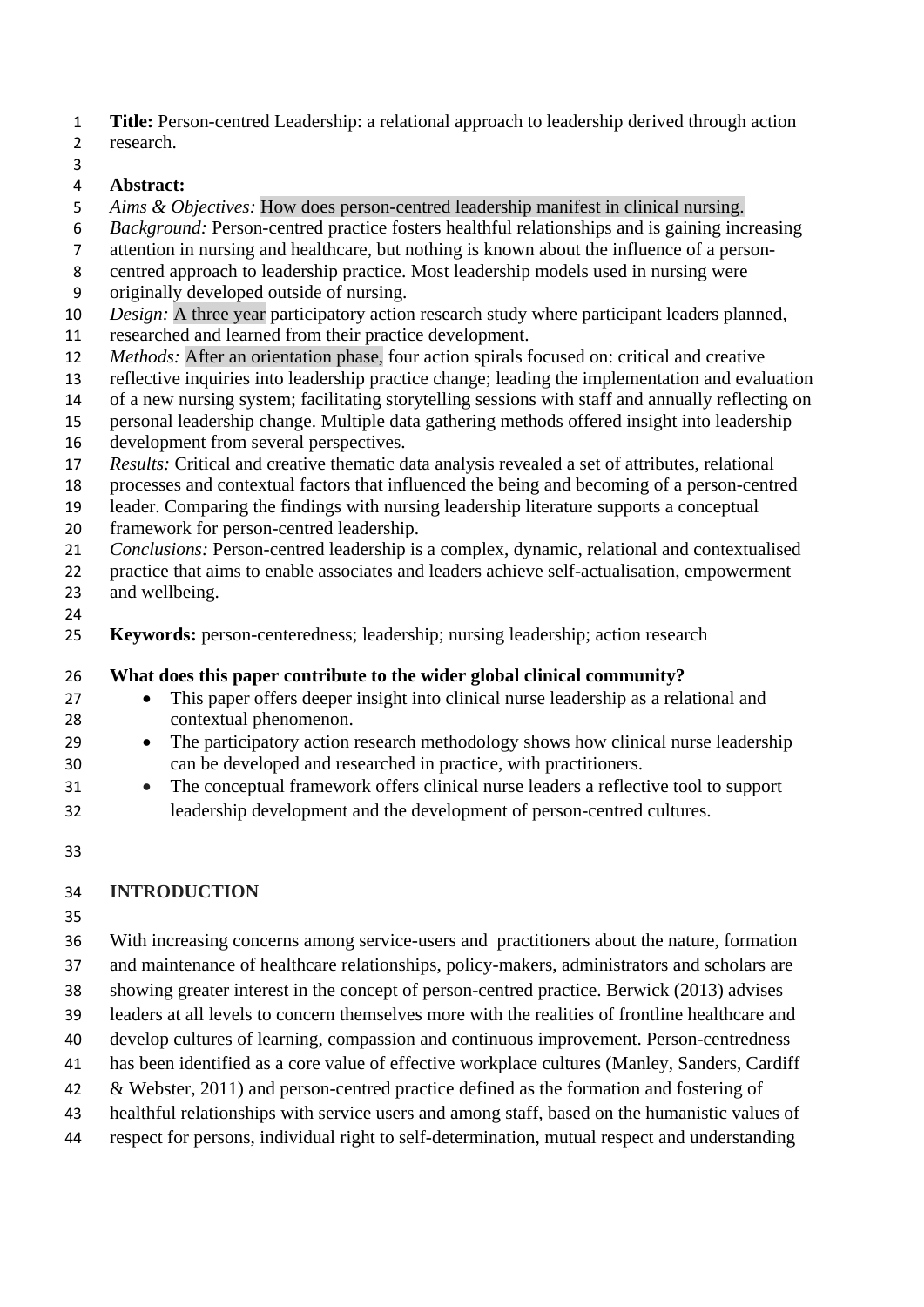**Title:** Person-centred Leadership: a relational approach to leadership derived through action research.

**Abstract:**

*Aims & Objectives:* How does person-centred leadership manifest in clinical nursing.

*Background:* Person-centred practice fosters healthful relationships and is gaining increasing attention in nursing and healthcare, but nothing is known about the influence of a person-centred approach to leadership practice. Most leadership models used in nursing were originally developed outside of nursing.

*Design:* A three year participatory action research study where participant leaders planned, researched and learned from their practice development.

*Methods:* After an orientation phase, four action spirals focused on: critical and creative reflective inquiries into leadership practice change; leading the implementation and evaluation of a new nursing system; facilitating storytelling sessions with staff and annually reflecting on personal leadership change. Multiple data gathering methods offered insight into leadership development from several perspectives.

*Results:* Critical and creative thematic data analysis revealed a set of attributes, relational processes and contextual factors that influenced the being and becoming of a person-centred leader. Comparing the findings with nursing leadership literature supports a conceptual framework for person-centred leadership.

*Conclusions:* Person-centred leadership is a complex, dynamic, relational and contextualised practice that aims to enable associates and leaders achieve self-actualisation, empowerment and wellbeing.

**Keywords:** person-centeredness; leadership; nursing leadership; action research

**What does this paper contribute to the wider global clinical community?**

- This paper offers deeper insight into clinical nurse leadership as a relational and contextual phenomenon.
- The participatory action research methodology shows how clinical nurse leadership can be developed and researched in practice, with practitioners.
- The conceptual framework offers clinical nurse leaders a reflective tool to support leadership development and the development of person-centred cultures.

## INTRODUCTION

With increasing concerns among service-users and practitioners about the nature, formation and maintenance of healthcare relationships, policy-makers, administrators and scholars are showing greater interest in the concept of person-centred practice. Berwick (2013) advises leaders at all levels to concern themselves more with the realities of frontline healthcare and develop cultures of learning, compassion and continuous improvement. Person-centredness has been identified as a core value of effective workplace cultures (Manley, Sanders, Cardiff & Webster, 2011) and person-centred practice defined as the formation and fostering of healthful relationships with service users and among staff, based on the humanistic values of respect for persons, individual right to self-determination, mutual respect and understanding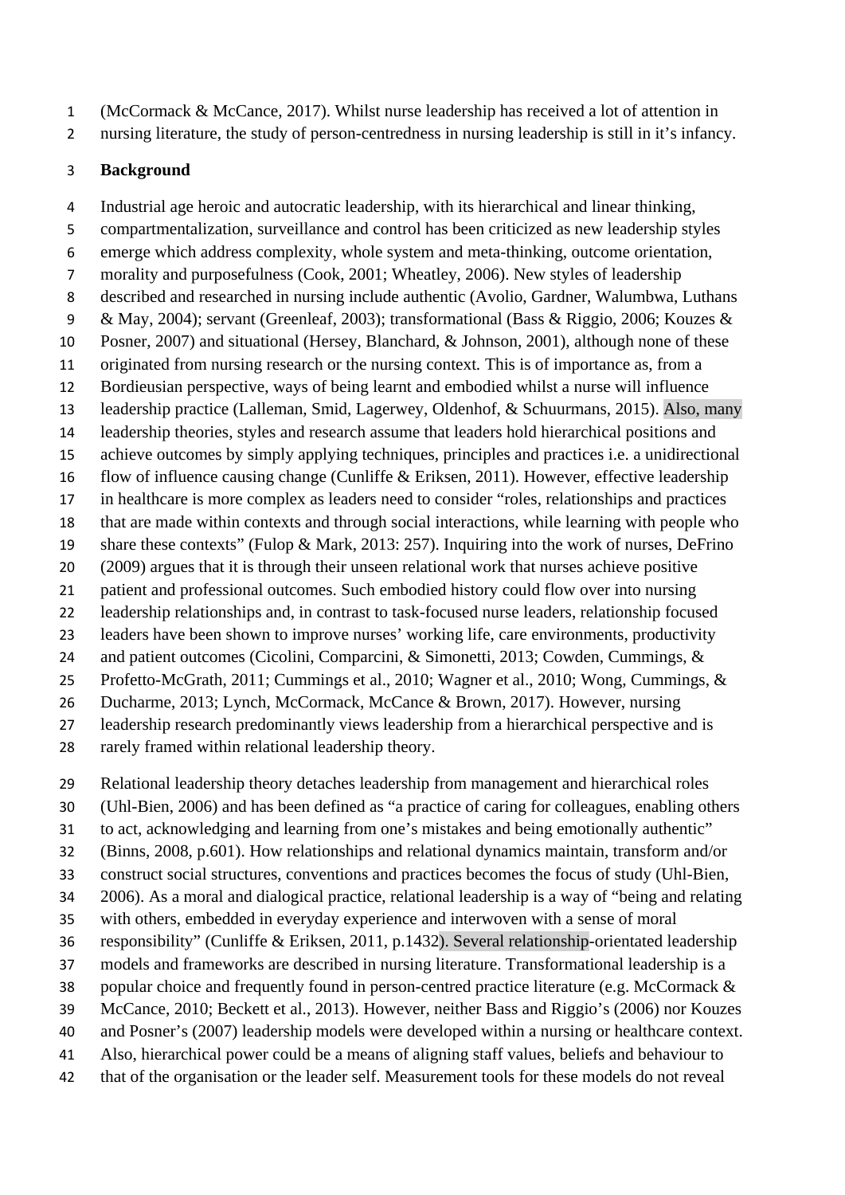(McCormack & McCance, 2017). Whilst nurse leadership has received a lot of attention in nursing literature, the study of person-centredness in nursing leadership is still in it's infancy.

**Background**

Industrial age heroic and autocratic leadership, with its hierarchical and linear thinking, compartmentalization, surveillance and control has been criticized as new leadership styles emerge which address complexity, whole system and meta-thinking, outcome orientation, morality and purposefulness (Cook, 2001; Wheatley, 2006). New styles of leadership described and researched in nursing include authentic (Avolio, Gardner, Walumbwa, Luthans & May, 2004); servant (Greenleaf, 2003); transformational (Bass & Riggio, 2006; Kouzes & Posner, 2007) and situational (Hersey, Blanchard, & Johnson, 2001), although none of these originated from nursing research or the nursing context. This is of importance as, from a Bordieusian perspective, ways of being learnt and embodied whilst a nurse will influence leadership practice (Lalleman, Smid, Lagerwey, Oldenhof, & Schuurmans, 2015). Also, many leadership theories, styles and research assume that leaders hold hierarchical positions and achieve outcomes by simply applying techniques, principles and practices i.e. a unidirectional flow of influence causing change (Cunliffe & Eriksen, 2011). However, effective leadership in healthcare is more complex as leaders need to consider "roles, relationships and practices that are made within contexts and through social interactions, while learning with people who share these contexts" (Fulop & Mark, 2013: 257). Inquiring into the work of nurses, DeFrino (2009) argues that it is through their unseen relational work that nurses achieve positive patient and professional outcomes. Such embodied history could flow over into nursing leadership relationships and, in contrast to task-focused nurse leaders, relationship focused leaders have been shown to improve nurses' working life, care environments, productivity and patient outcomes (Cicolini, Comparcini, & Simonetti, 2013; Cowden, Cummings, & Profetto-McGrath, 2011; Cummings et al., 2010; Wagner et al., 2010; Wong, Cummings, & Ducharme, 2013; Lynch, McCormack, McCance & Brown, 2017). However, nursing leadership research predominantly views leadership from a hierarchical perspective and is rarely framed within relational leadership theory.

Relational leadership theory detaches leadership from management and hierarchical roles (Uhl-Bien, 2006) and has been defined as "a practice of caring for colleagues, enabling others to act, acknowledging and learning from one's mistakes and being emotionally authentic" (Binns, 2008, p.601). How relationships and relational dynamics maintain, transform and/or construct social structures, conventions and practices becomes the focus of study (Uhl-Bien, 2006). As a moral and dialogical practice, relational leadership is a way of "being and relating with others, embedded in everyday experience and interwoven with a sense of moral responsibility" (Cunliffe & Eriksen, 2011, p.1432). Several relationship-orientated leadership models and frameworks are described in nursing literature. Transformational leadership is a popular choice and frequently found in person-centred practice literature (e.g. McCormack & McCance, 2010; Beckett et al., 2013). However, neither Bass and Riggio's (2006) nor Kouzes and Posner's (2007) leadership models were developed within a nursing or healthcare context. Also, hierarchical power could be a means of aligning staff values, beliefs and behaviour to that of the organisation or the leader self. Measurement tools for these models do not reveal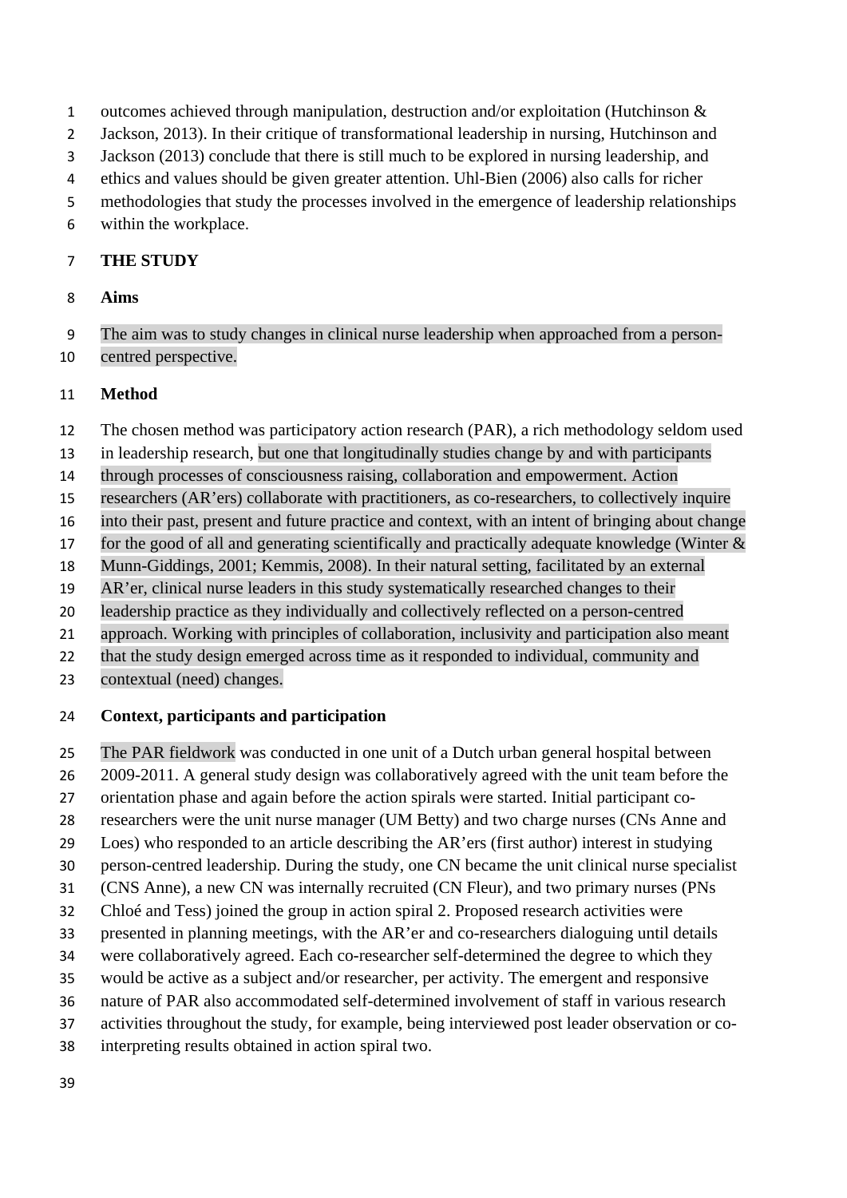outcomes achieved through manipulation, destruction and/or exploitation (Hutchinson & Jackson, 2013). In their critique of transformational leadership in nursing, Hutchinson and Jackson (2013) conclude that there is still much to be explored in nursing leadership, and ethics and values should be given greater attention. Uhl-Bien (2006) also calls for richer methodologies that study the processes involved in the emergence of leadership relationships within the workplace.

## THE STUDY

### Aims

The aim was to study changes in clinical nurse leadership when approached from a person-centred perspective.

### Method

The chosen method was participatory action research (PAR), a rich methodology seldom used in leadership research, but one that longitudinally studies change by and with participants through processes of consciousness raising, collaboration and empowerment. Action researchers (AR'ers) collaborate with practitioners, as co-researchers, to collectively inquire into their past, present and future practice and context, with an intent of bringing about change for the good of all and generating scientifically and practically adequate knowledge (Winter & Munn-Giddings, 2001; Kemmis, 2008). In their natural setting, facilitated by an external AR'er, clinical nurse leaders in this study systematically researched changes to their leadership practice as they individually and collectively reflected on a person-centred approach. Working with principles of collaboration, inclusivity and participation also meant that the study design emerged across time as it responded to individual, community and contextual (need) changes.

### Context, participants and participation

The PAR fieldwork was conducted in one unit of a Dutch urban general hospital between 2009-2011. A general study design was collaboratively agreed with the unit team before the orientation phase and again before the action spirals were started. Initial participant co-researchers were the unit nurse manager (UM Betty) and two charge nurses (CNs Anne and Loes) who responded to an article describing the AR'ers (first author) interest in studying person-centred leadership. During the study, one CN became the unit clinical nurse specialist (CNS Anne), a new CN was internally recruited (CN Fleur), and two primary nurses (PNs Chloé and Tess) joined the group in action spiral 2. Proposed research activities were presented in planning meetings, with the AR'er and co-researchers dialoguing until details were collaboratively agreed. Each co-researcher self-determined the degree to which they would be active as a subject and/or researcher, per activity. The emergent and responsive nature of PAR also accommodated self-determined involvement of staff in various research activities throughout the study, for example, being interviewed post leader observation or co-interpreting results obtained in action spiral two.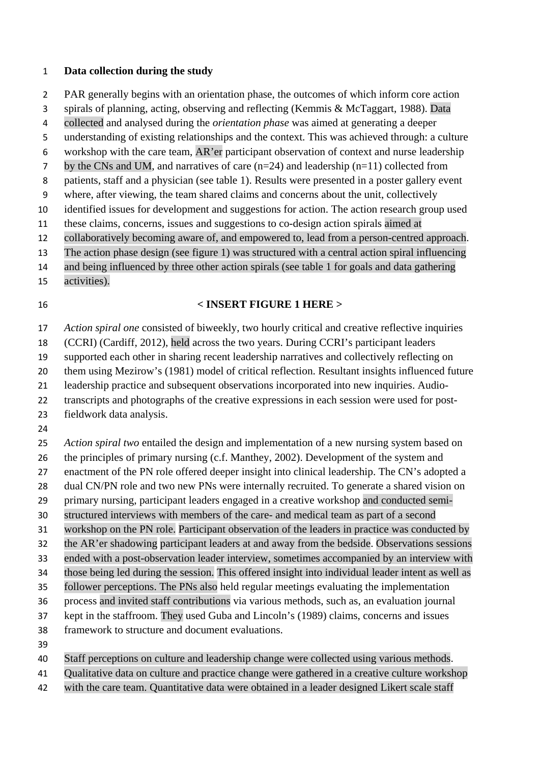**Data collection during the study**

PAR generally begins with an orientation phase, the outcomes of which inform core action spirals of planning, acting, observing and reflecting (Kemmis & McTaggart, 1988). Data collected and analysed during the *orientation phase* was aimed at generating a deeper understanding of existing relationships and the context. This was achieved through: a culture workshop with the care team, AR'er participant observation of context and nurse leadership by the CNs and UM, and narratives of care (n=24) and leadership (n=11) collected from patients, staff and a physician (see table 1). Results were presented in a poster gallery event where, after viewing, the team shared claims and concerns about the unit, collectively identified issues for development and suggestions for action. The action research group used these claims, concerns, issues and suggestions to co-design action spirals aimed at collaboratively becoming aware of, and empowered to, lead from a person-centred approach. The action phase design (see figure 1) was structured with a central action spiral influencing and being influenced by three other action spirals (see table 1 for goals and data gathering activities).

**< INSERT FIGURE 1 HERE >**

*Action spiral one* consisted of biweekly, two hourly critical and creative reflective inquiries (CCRI) (Cardiff, 2012), held across the two years. During CCRI's participant leaders supported each other in sharing recent leadership narratives and collectively reflecting on them using Mezirow's (1981) model of critical reflection. Resultant insights influenced future leadership practice and subsequent observations incorporated into new inquiries. Audio-transcripts and photographs of the creative expressions in each session were used for post-fieldwork data analysis.

*Action spiral two* entailed the design and implementation of a new nursing system based on the principles of primary nursing (c.f. Manthey, 2002). Development of the system and enactment of the PN role offered deeper insight into clinical leadership. The CN's adopted a dual CN/PN role and two new PNs were internally recruited. To generate a shared vision on primary nursing, participant leaders engaged in a creative workshop and conducted semi-structured interviews with members of the care- and medical team as part of a second workshop on the PN role. Participant observation of the leaders in practice was conducted by the AR'er shadowing participant leaders at and away from the bedside. Observations sessions ended with a post-observation leader interview, sometimes accompanied by an interview with those being led during the session. This offered insight into individual leader intent as well as follower perceptions. The PNs also held regular meetings evaluating the implementation process and invited staff contributions via various methods, such as, an evaluation journal kept in the staffroom. They used Guba and Lincoln's (1989) claims, concerns and issues framework to structure and document evaluations.

Staff perceptions on culture and leadership change were collected using various methods. Qualitative data on culture and practice change were gathered in a creative culture workshop with the care team. Quantitative data were obtained in a leader designed Likert scale staff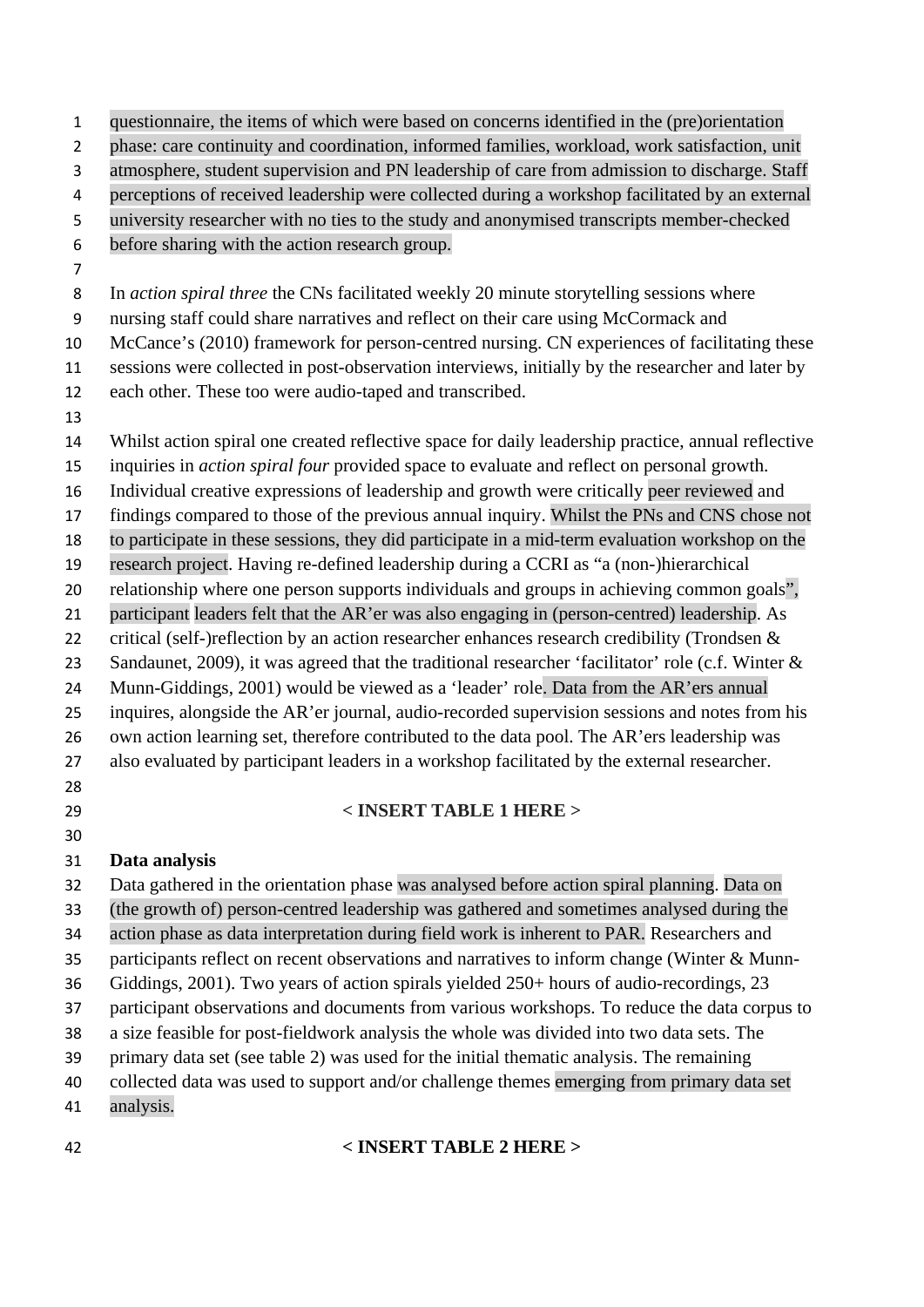questionnaire, the items of which were based on concerns identified in the (pre)orientation phase: care continuity and coordination, informed families, workload, work satisfaction, unit atmosphere, student supervision and PN leadership of care from admission to discharge. Staff perceptions of received leadership were collected during a workshop facilitated by an external university researcher with no ties to the study and anonymised transcripts member-checked before sharing with the action research group.

In *action spiral three* the CNs facilitated weekly 20 minute storytelling sessions where nursing staff could share narratives and reflect on their care using McCormack and McCance's (2010) framework for person-centred nursing. CN experiences of facilitating these sessions were collected in post-observation interviews, initially by the researcher and later by each other. These too were audio-taped and transcribed.

Whilst action spiral one created reflective space for daily leadership practice, annual reflective inquiries in *action spiral four* provided space to evaluate and reflect on personal growth. Individual creative expressions of leadership and growth were critically peer reviewed and findings compared to those of the previous annual inquiry. Whilst the PNs and CNS chose not to participate in these sessions, they did participate in a mid-term evaluation workshop on the research project. Having re-defined leadership during a CCRI as "a (non-)hierarchical relationship where one person supports individuals and groups in achieving common goals", participant leaders felt that the AR'er was also engaging in (person-centred) leadership. As critical (self-)reflection by an action researcher enhances research credibility (Trondsen & Sandaunet, 2009), it was agreed that the traditional researcher 'facilitator' role (c.f. Winter & Munn-Giddings, 2001) would be viewed as a 'leader' role. Data from the AR'ers annual inquires, alongside the AR'er journal, audio-recorded supervision sessions and notes from his own action learning set, therefore contributed to the data pool. The AR'ers leadership was also evaluated by participant leaders in a workshop facilitated by the external researcher.

**< INSERT TABLE 1 HERE >**

**Data analysis**

Data gathered in the orientation phase was analysed before action spiral planning. Data on (the growth of) person-centred leadership was gathered and sometimes analysed during the action phase as data interpretation during field work is inherent to PAR. Researchers and participants reflect on recent observations and narratives to inform change (Winter & Munn-Giddings, 2001). Two years of action spirals yielded 250+ hours of audio-recordings, 23 participant observations and documents from various workshops. To reduce the data corpus to a size feasible for post-fieldwork analysis the whole was divided into two data sets. The primary data set (see table 2) was used for the initial thematic analysis. The remaining collected data was used to support and/or challenge themes emerging from primary data set analysis.

**< INSERT TABLE 2 HERE >**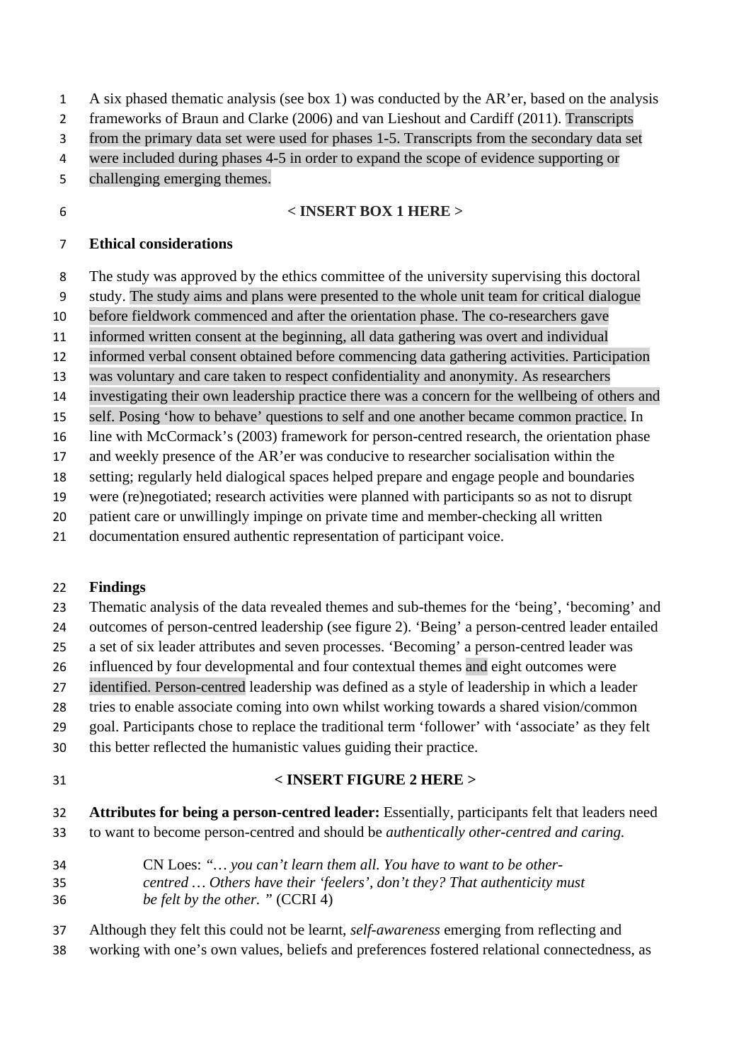A six phased thematic analysis (see box 1) was conducted by the AR'er, based on the analysis frameworks of Braun and Clarke (2006) and van Lieshout and Cardiff (2011). Transcripts from the primary data set were used for phases 1-5. Transcripts from the secondary data set were included during phases 4-5 in order to expand the scope of evidence supporting or challenging emerging themes.

**< INSERT BOX 1 HERE >**

**Ethical considerations**

The study was approved by the ethics committee of the university supervising this doctoral study. The study aims and plans were presented to the whole unit team for critical dialogue before fieldwork commenced and after the orientation phase. The co-researchers gave informed written consent at the beginning, all data gathering was overt and individual informed verbal consent obtained before commencing data gathering activities. Participation was voluntary and care taken to respect confidentiality and anonymity. As researchers investigating their own leadership practice there was a concern for the wellbeing of others and self. Posing 'how to behave' questions to self and one another became common practice. In line with McCormack's (2003) framework for person-centred research, the orientation phase and weekly presence of the AR'er was conducive to researcher socialisation within the setting; regularly held dialogical spaces helped prepare and engage people and boundaries were (re)negotiated; research activities were planned with participants so as not to disrupt patient care or unwillingly impinge on private time and member-checking all written documentation ensured authentic representation of participant voice.

**Findings**

Thematic analysis of the data revealed themes and sub-themes for the 'being', 'becoming' and outcomes of person-centred leadership (see figure 2). 'Being' a person-centred leader entailed a set of six leader attributes and seven processes. 'Becoming' a person-centred leader was influenced by four developmental and four contextual themes and eight outcomes were identified. Person-centred leadership was defined as a style of leadership in which a leader tries to enable associate coming into own whilst working towards a shared vision/common goal. Participants chose to replace the traditional term 'follower' with 'associate' as they felt this better reflected the humanistic values guiding their practice.

**< INSERT FIGURE 2 HERE >**

**Attributes for being a person-centred leader:** Essentially, participants felt that leaders need to want to become person-centred and should be *authentically other-centred and caring.*

> CN Loes: *"… you can't learn them all. You have to want to be other-centred … Others have their 'feelers', don't they? That authenticity must be felt by the other. "* (CCRI 4)

Although they felt this could not be learnt, *self-awareness* emerging from reflecting and working with one's own values, beliefs and preferences fostered relational connectedness, as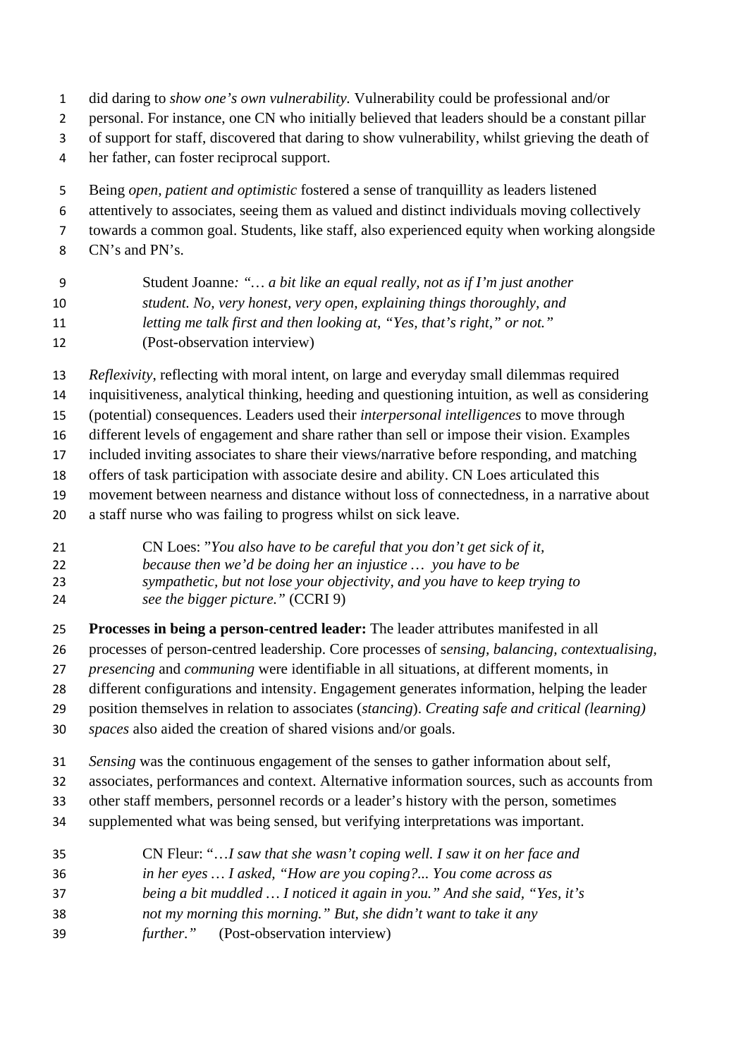did daring to *show one's own vulnerability.* Vulnerability could be professional and/or personal. For instance, one CN who initially believed that leaders should be a constant pillar of support for staff, discovered that daring to show vulnerability, whilst grieving the death of her father, can foster reciprocal support.

Being *open, patient and optimistic* fostered a sense of tranquillity as leaders listened attentively to associates, seeing them as valued and distinct individuals moving collectively towards a common goal. Students, like staff, also experienced equity when working alongside CN's and PN's.

> Student Joanne*: "… a bit like an equal really, not as if I'm just another student. No, very honest, very open, explaining things thoroughly, and letting me talk first and then looking at, "Yes, that's right," or not."* (Post-observation interview)

*Reflexivity*, reflecting with moral intent, on large and everyday small dilemmas required inquisitiveness, analytical thinking, heeding and questioning intuition, as well as considering (potential) consequences. Leaders used their *interpersonal intelligences* to move through different levels of engagement and share rather than sell or impose their vision. Examples included inviting associates to share their views/narrative before responding, and matching offers of task participation with associate desire and ability. CN Loes articulated this movement between nearness and distance without loss of connectedness, in a narrative about a staff nurse who was failing to progress whilst on sick leave.

> CN Loes: "*You also have to be careful that you don't get sick of it, because then we'd be doing her an injustice … you have to be sympathetic, but not lose your objectivity, and you have to keep trying to see the bigger picture."* (CCRI 9)

**Processes in being a person-centred leader:** The leader attributes manifested in all processes of person-centred leadership. Core processes of s*ensing, balancing, contextualising, presencing* and *communing* were identifiable in all situations, at different moments, in different configurations and intensity. Engagement generates information, helping the leader position themselves in relation to associates (*stancing*). *Creating safe and critical (learning) spaces* also aided the creation of shared visions and/or goals.

*Sensing* was the continuous engagement of the senses to gather information about self, associates, performances and context. Alternative information sources, such as accounts from other staff members, personnel records or a leader's history with the person, sometimes supplemented what was being sensed, but verifying interpretations was important.

> CN Fleur: "…*I saw that she wasn't coping well. I saw it on her face and in her eyes … I asked, "How are you coping?... You come across as being a bit muddled … I noticed it again in you." And she said, "Yes, it's not my morning this morning." But, she didn't want to take it any further."* (Post-observation interview)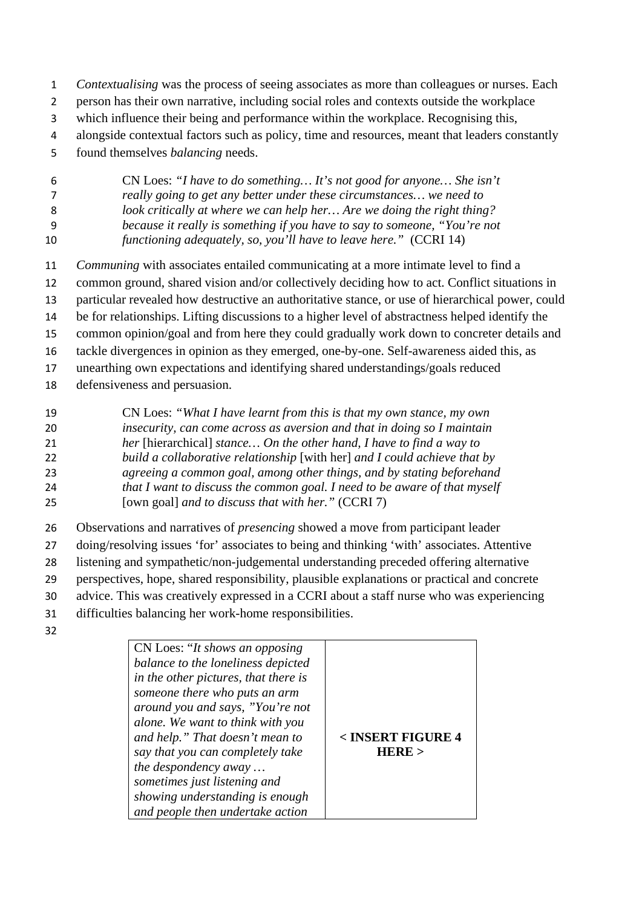*Contextualising* was the process of seeing associates as more than colleagues or nurses. Each person has their own narrative, including social roles and contexts outside the workplace which influence their being and performance within the workplace. Recognising this, alongside contextual factors such as policy, time and resources, meant that leaders constantly found themselves *balancing* needs.

> CN Loes: *"I have to do something… It's not good for anyone… She isn't really going to get any better under these circumstances… we need to look critically at where we can help her… Are we doing the right thing? because it really is something if you have to say to someone, "You're not functioning adequately, so, you'll have to leave here."* (CCRI 14)

*Communing* with associates entailed communicating at a more intimate level to find a common ground, shared vision and/or collectively deciding how to act. Conflict situations in particular revealed how destructive an authoritative stance, or use of hierarchical power, could be for relationships. Lifting discussions to a higher level of abstractness helped identify the common opinion/goal and from here they could gradually work down to concreter details and tackle divergences in opinion as they emerged, one-by-one. Self-awareness aided this, as unearthing own expectations and identifying shared understandings/goals reduced defensiveness and persuasion.

> CN Loes: *"What I have learnt from this is that my own stance, my own insecurity, can come across as aversion and that in doing so I maintain her* [hierarchical] *stance… On the other hand, I have to find a way to build a collaborative relationship* [with her] *and I could achieve that by agreeing a common goal, among other things, and by stating beforehand that I want to discuss the common goal. I need to be aware of that myself* [own goal] *and to discuss that with her."* (CCRI 7)

Observations and narratives of *presencing* showed a move from participant leader doing/resolving issues 'for' associates to being and thinking 'with' associates. Attentive listening and sympathetic/non-judgemental understanding preceded offering alternative perspectives, hope, shared responsibility, plausible explanations or practical and concrete advice. This was creatively expressed in a CCRI about a staff nurse who was experiencing difficulties balancing her work-home responsibilities.

| | |
|---|---|
| CN Loes: "*It shows an opposing balance to the loneliness depicted in the other pictures, that there is someone there who puts an arm around you and says, "You're not alone. We want to think with you and help." That doesn't mean to say that you can completely take the despondency away … sometimes just listening and showing understanding is enough and people then undertake action* | **< INSERT FIGURE 4 HERE >** |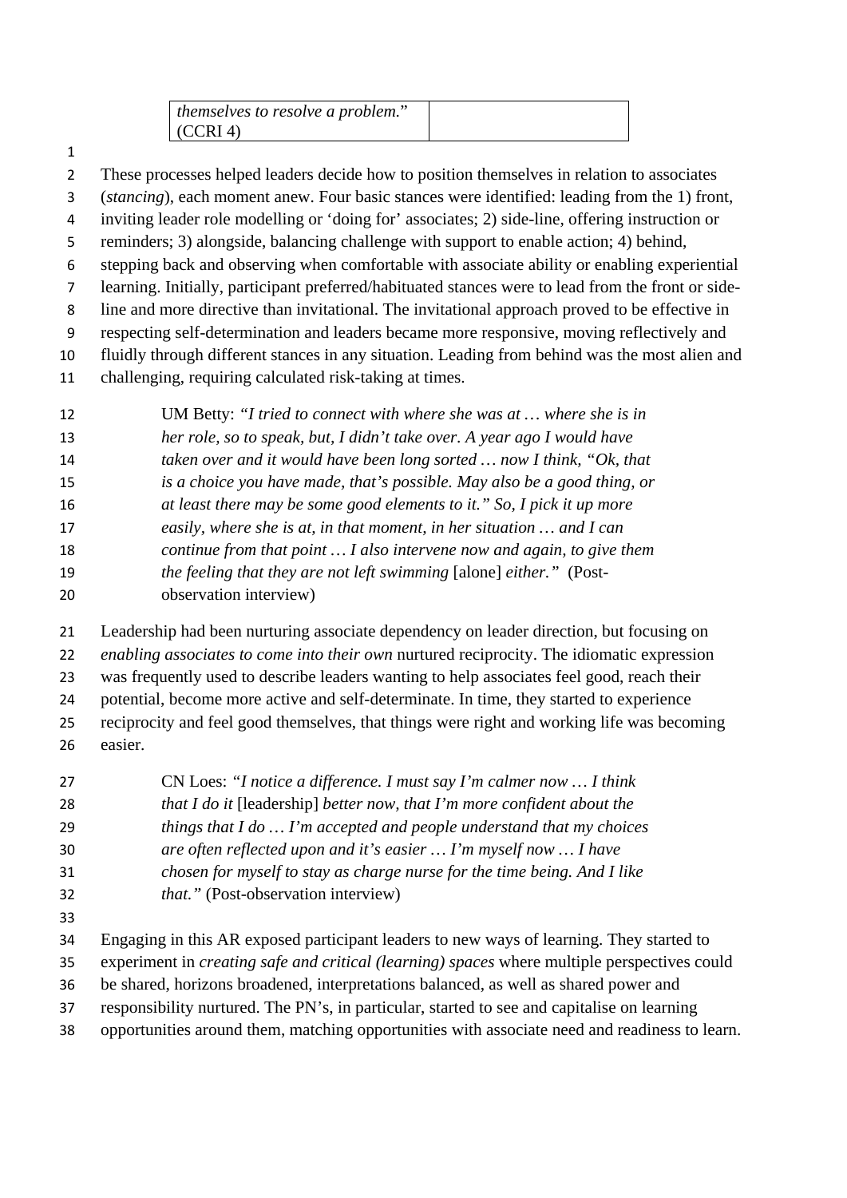| | |
|---|---|
| *themselves to resolve a problem.*" (CCRI 4) | |

These processes helped leaders decide how to position themselves in relation to associates (*stancing*), each moment anew. Four basic stances were identified: leading from the 1) front, inviting leader role modelling or 'doing for' associates; 2) side-line, offering instruction or reminders; 3) alongside, balancing challenge with support to enable action; 4) behind, stepping back and observing when comfortable with associate ability or enabling experiential learning. Initially, participant preferred/habituated stances were to lead from the front or side-line and more directive than invitational. The invitational approach proved to be effective in respecting self-determination and leaders became more responsive, moving reflectively and fluidly through different stances in any situation. Leading from behind was the most alien and challenging, requiring calculated risk-taking at times.

> UM Betty: *"I tried to connect with where she was at … where she is in her role, so to speak, but, I didn't take over. A year ago I would have taken over and it would have been long sorted … now I think, "Ok, that is a choice you have made, that's possible. May also be a good thing, or at least there may be some good elements to it." So, I pick it up more easily, where she is at, in that moment, in her situation … and I can continue from that point … I also intervene now and again, to give them the feeling that they are not left swimming* [alone] *either."* (Post-observation interview)

Leadership had been nurturing associate dependency on leader direction, but focusing on *enabling associates to come into their own* nurtured reciprocity. The idiomatic expression was frequently used to describe leaders wanting to help associates feel good, reach their potential, become more active and self-determinate. In time, they started to experience reciprocity and feel good themselves, that things were right and working life was becoming easier.

> CN Loes: *"I notice a difference. I must say I'm calmer now … I think that I do it* [leadership] *better now, that I'm more confident about the things that I do … I'm accepted and people understand that my choices are often reflected upon and it's easier … I'm myself now … I have chosen for myself to stay as charge nurse for the time being. And I like that."* (Post-observation interview)

Engaging in this AR exposed participant leaders to new ways of learning. They started to experiment in *creating safe and critical (learning) spaces* where multiple perspectives could be shared, horizons broadened, interpretations balanced, as well as shared power and responsibility nurtured. The PN's, in particular, started to see and capitalise on learning opportunities around them, matching opportunities with associate need and readiness to learn.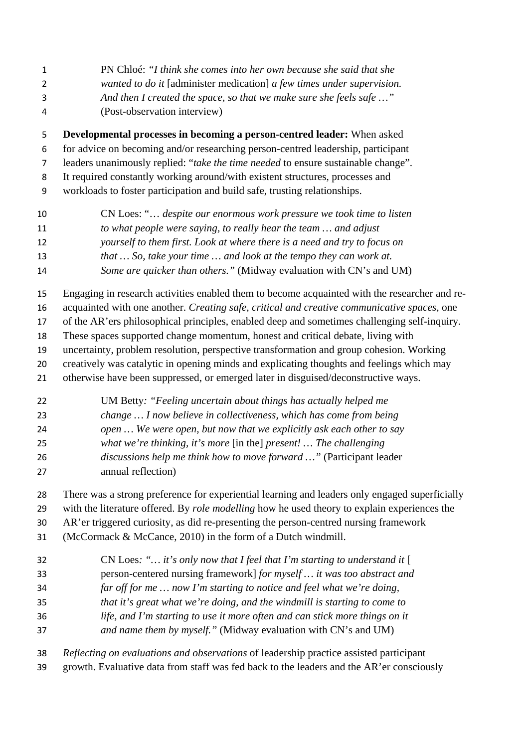> PN Chloé: *"I think she comes into her own because she said that she wanted to do it* [administer medication] *a few times under supervision. And then I created the space, so that we make sure she feels safe …"* (Post-observation interview)

**Developmental processes in becoming a person-centred leader:** When asked for advice on becoming and/or researching person-centred leadership, participant leaders unanimously replied: "*take the time needed* to ensure sustainable change". It required constantly working around/with existent structures, processes and workloads to foster participation and build safe, trusting relationships.

> CN Loes: "*… despite our enormous work pressure we took time to listen to what people were saying, to really hear the team … and adjust yourself to them first. Look at where there is a need and try to focus on that … So, take your time … and look at the tempo they can work at. Some are quicker than others."* (Midway evaluation with CN's and UM)

Engaging in research activities enabled them to become acquainted with the researcher and re-acquainted with one another. *Creating safe, critical and creative communicative spaces*, one of the AR'ers philosophical principles, enabled deep and sometimes challenging self-inquiry. These spaces supported change momentum, honest and critical debate, living with uncertainty, problem resolution, perspective transformation and group cohesion. Working creatively was catalytic in opening minds and explicating thoughts and feelings which may otherwise have been suppressed, or emerged later in disguised/deconstructive ways.

> UM Betty*: "Feeling uncertain about things has actually helped me change … I now believe in collectiveness, which has come from being open … We were open, but now that we explicitly ask each other to say what we're thinking, it's more* [in the] *present! … The challenging discussions help me think how to move forward …"* (Participant leader annual reflection)

There was a strong preference for experiential learning and leaders only engaged superficially with the literature offered. By *role modelling* how he used theory to explain experiences the AR'er triggered curiosity, as did re-presenting the person-centred nursing framework (McCormack & McCance, 2010) in the form of a Dutch windmill.

> CN Loes*: "… it's only now that I feel that I'm starting to understand it* [ person-centered nursing framework] *for myself … it was too abstract and far off for me … now I'm starting to notice and feel what we're doing, that it's great what we're doing, and the windmill is starting to come to life, and I'm starting to use it more often and can stick more things on it and name them by myself."* (Midway evaluation with CN's and UM)

*Reflecting on evaluations and observations* of leadership practice assisted participant growth. Evaluative data from staff was fed back to the leaders and the AR'er consciously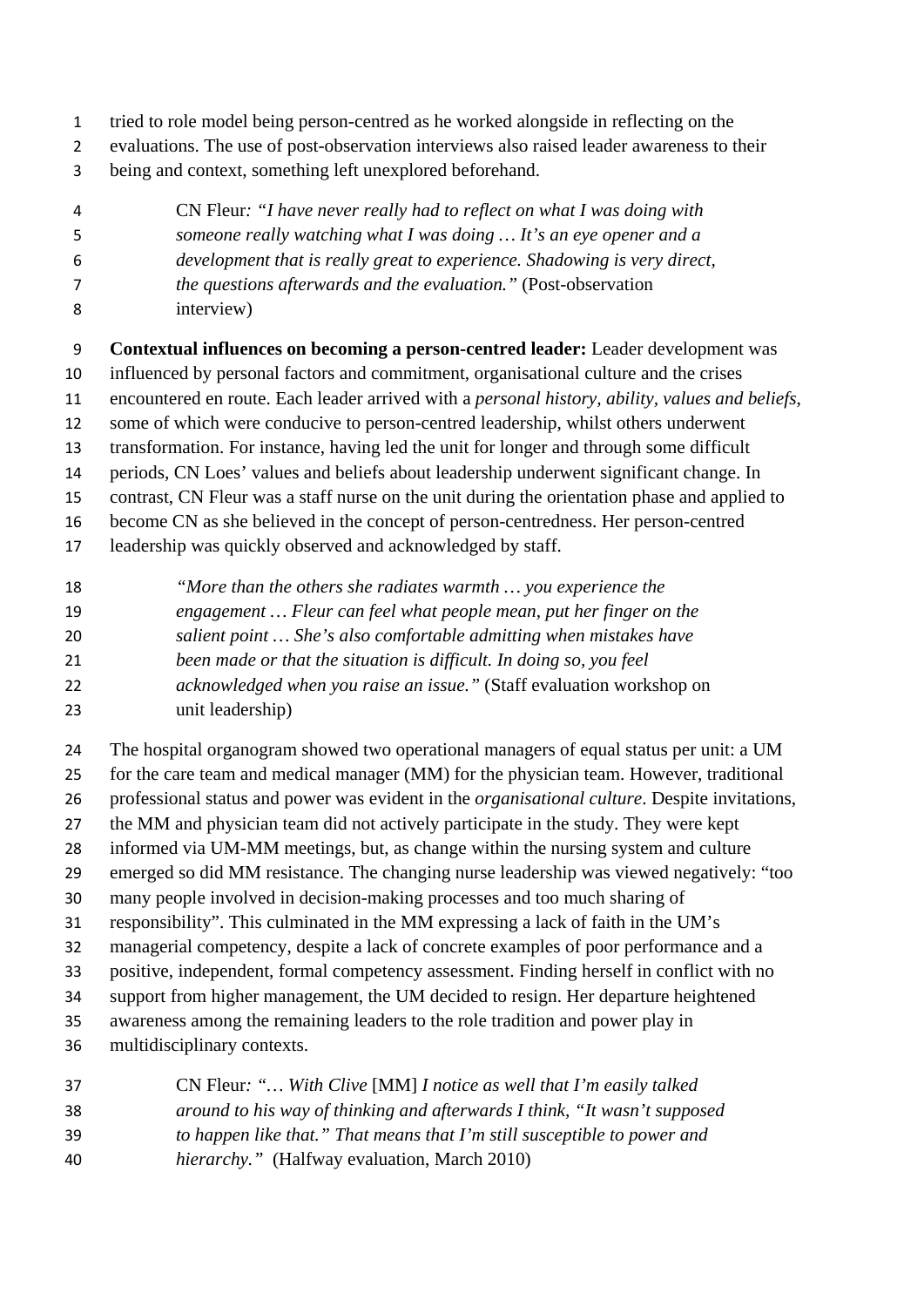tried to role model being person-centred as he worked alongside in reflecting on the evaluations. The use of post-observation interviews also raised leader awareness to their being and context, something left unexplored beforehand.

> CN Fleur: *"I have never really had to reflect on what I was doing with someone really watching what I was doing … It's an eye opener and a development that is really great to experience. Shadowing is very direct, the questions afterwards and the evaluation."* (Post-observation interview)

**Contextual influences on becoming a person-centred leader:** Leader development was influenced by personal factors and commitment, organisational culture and the crises encountered en route. Each leader arrived with a *personal history, ability, values and beliefs*, some of which were conducive to person-centred leadership, whilst others underwent transformation. For instance, having led the unit for longer and through some difficult periods, CN Loes' values and beliefs about leadership underwent significant change. In contrast, CN Fleur was a staff nurse on the unit during the orientation phase and applied to become CN as she believed in the concept of person-centredness. Her person-centred leadership was quickly observed and acknowledged by staff.

> *"More than the others she radiates warmth … you experience the engagement … Fleur can feel what people mean, put her finger on the salient point … She's also comfortable admitting when mistakes have been made or that the situation is difficult. In doing so, you feel acknowledged when you raise an issue."* (Staff evaluation workshop on unit leadership)

The hospital organogram showed two operational managers of equal status per unit: a UM for the care team and medical manager (MM) for the physician team. However, traditional professional status and power was evident in the *organisational culture*. Despite invitations, the MM and physician team did not actively participate in the study. They were kept informed via UM-MM meetings, but, as change within the nursing system and culture emerged so did MM resistance. The changing nurse leadership was viewed negatively: "too many people involved in decision-making processes and too much sharing of responsibility". This culminated in the MM expressing a lack of faith in the UM's managerial competency, despite a lack of concrete examples of poor performance and a positive, independent, formal competency assessment. Finding herself in conflict with no support from higher management, the UM decided to resign. Her departure heightened awareness among the remaining leaders to the role tradition and power play in multidisciplinary contexts.

> CN Fleur: *"… With Clive* [MM] *I notice as well that I'm easily talked around to his way of thinking and afterwards I think, "It wasn't supposed to happen like that." That means that I'm still susceptible to power and hierarchy."* (Halfway evaluation, March 2010)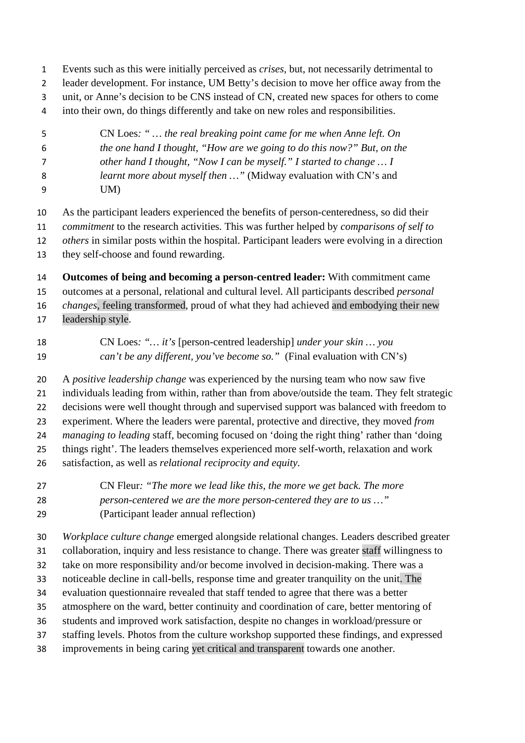Events such as this were initially perceived as *crises*, but, not necessarily detrimental to leader development. For instance, UM Betty's decision to move her office away from the unit, or Anne's decision to be CNS instead of CN, created new spaces for others to come into their own, do things differently and take on new roles and responsibilities.

> CN Loes*: " … the real breaking point came for me when Anne left. On the one hand I thought, "How are we going to do this now?" But, on the other hand I thought, "Now I can be myself." I started to change … I learnt more about myself then …"* (Midway evaluation with CN's and UM)

As the participant leaders experienced the benefits of person-centeredness, so did their *commitment* to the research activities. This was further helped by *comparisons of self to others* in similar posts within the hospital. Participant leaders were evolving in a direction they self-choose and found rewarding.

**Outcomes of being and becoming a person-centred leader:** With commitment came outcomes at a personal, relational and cultural level. All participants described *personal changes*, feeling transformed, proud of what they had achieved and embodying their new leadership style.

> CN Loes*: "… it's* [person-centred leadership] *under your skin … you can't be any different, you've become so."* (Final evaluation with CN's)

A *positive leadership change* was experienced by the nursing team who now saw five individuals leading from within, rather than from above/outside the team. They felt strategic decisions were well thought through and supervised support was balanced with freedom to experiment. Where the leaders were parental, protective and directive, they moved *from managing to leading* staff, becoming focused on 'doing the right thing' rather than 'doing things right'. The leaders themselves experienced more self-worth, relaxation and work satisfaction, as well as *relational reciprocity and equity*.

> CN Fleur*: "The more we lead like this, the more we get back. The more person-centered we are the more person-centered they are to us …"* (Participant leader annual reflection)

*Workplace culture change* emerged alongside relational changes. Leaders described greater collaboration, inquiry and less resistance to change. There was greater staff willingness to take on more responsibility and/or become involved in decision-making. There was a noticeable decline in call-bells, response time and greater tranquility on the unit. The evaluation questionnaire revealed that staff tended to agree that there was a better atmosphere on the ward, better continuity and coordination of care, better mentoring of students and improved work satisfaction, despite no changes in workload/pressure or staffing levels. Photos from the culture workshop supported these findings, and expressed improvements in being caring yet critical and transparent towards one another.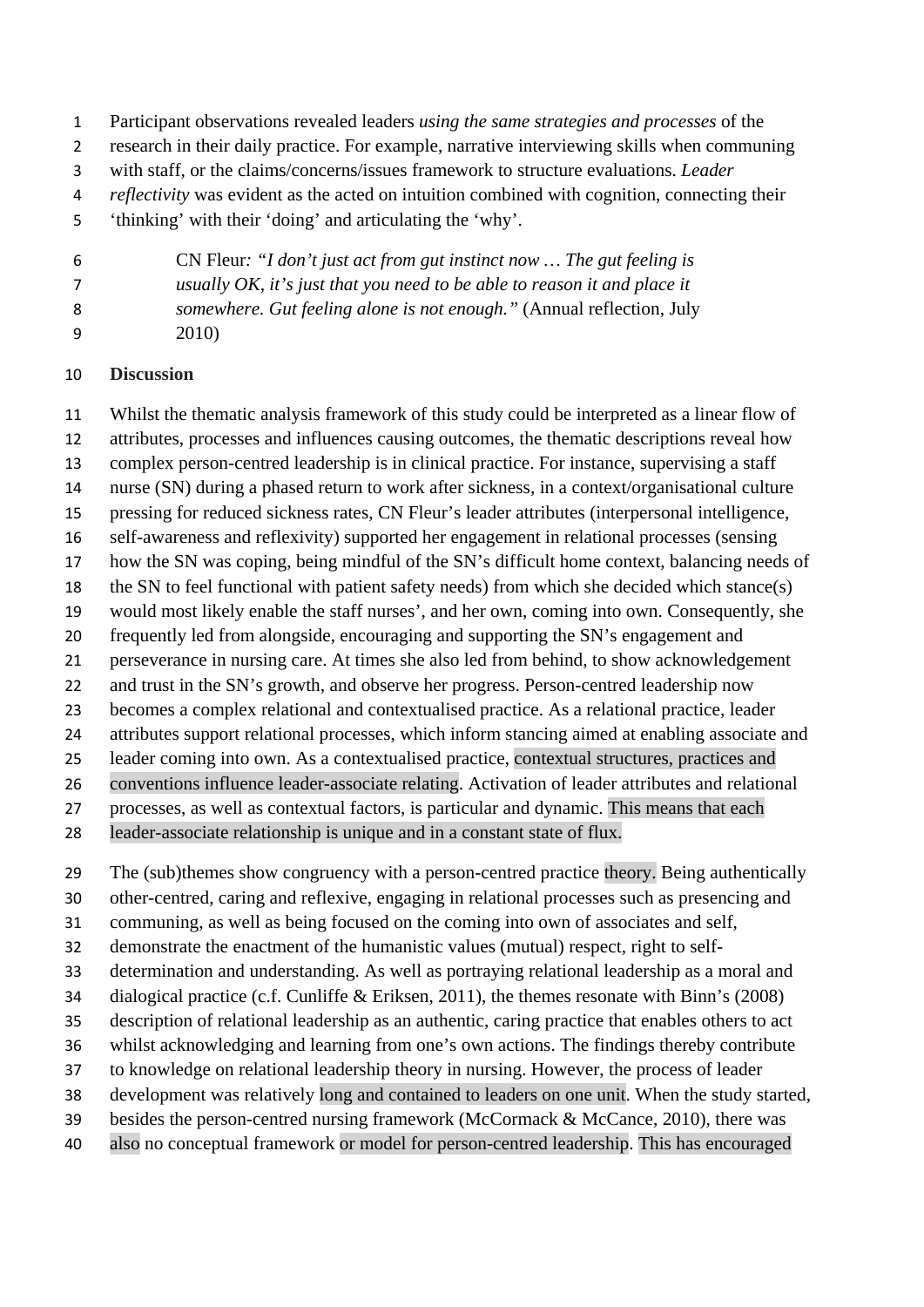Participant observations revealed leaders *using the same strategies and processes* of the research in their daily practice. For example, narrative interviewing skills when communing with staff, or the claims/concerns/issues framework to structure evaluations. *Leader reflectivity* was evident as the acted on intuition combined with cognition, connecting their 'thinking' with their 'doing' and articulating the 'why'.

> CN Fleur*: "I don't just act from gut instinct now … The gut feeling is usually OK, it's just that you need to be able to reason it and place it somewhere. Gut feeling alone is not enough."* (Annual reflection, July 2010)

**Discussion**

Whilst the thematic analysis framework of this study could be interpreted as a linear flow of attributes, processes and influences causing outcomes, the thematic descriptions reveal how complex person-centred leadership is in clinical practice. For instance, supervising a staff nurse (SN) during a phased return to work after sickness, in a context/organisational culture pressing for reduced sickness rates, CN Fleur's leader attributes (interpersonal intelligence, self-awareness and reflexivity) supported her engagement in relational processes (sensing how the SN was coping, being mindful of the SN's difficult home context, balancing needs of the SN to feel functional with patient safety needs) from which she decided which stance(s) would most likely enable the staff nurses', and her own, coming into own. Consequently, she frequently led from alongside, encouraging and supporting the SN's engagement and perseverance in nursing care. At times she also led from behind, to show acknowledgement and trust in the SN's growth, and observe her progress. Person-centred leadership now becomes a complex relational and contextualised practice. As a relational practice, leader attributes support relational processes, which inform stancing aimed at enabling associate and leader coming into own. As a contextualised practice, contextual structures, practices and conventions influence leader-associate relating. Activation of leader attributes and relational processes, as well as contextual factors, is particular and dynamic. This means that each leader-associate relationship is unique and in a constant state of flux.

The (sub)themes show congruency with a person-centred practice theory. Being authentically other-centred, caring and reflexive, engaging in relational processes such as presencing and communing, as well as being focused on the coming into own of associates and self, demonstrate the enactment of the humanistic values (mutual) respect, right to self-determination and understanding. As well as portraying relational leadership as a moral and dialogical practice (c.f. Cunliffe & Eriksen, 2011), the themes resonate with Binn's (2008) description of relational leadership as an authentic, caring practice that enables others to act whilst acknowledging and learning from one's own actions. The findings thereby contribute to knowledge on relational leadership theory in nursing. However, the process of leader development was relatively long and contained to leaders on one unit. When the study started, besides the person-centred nursing framework (McCormack & McCance, 2010), there was also no conceptual framework or model for person-centred leadership. This has encouraged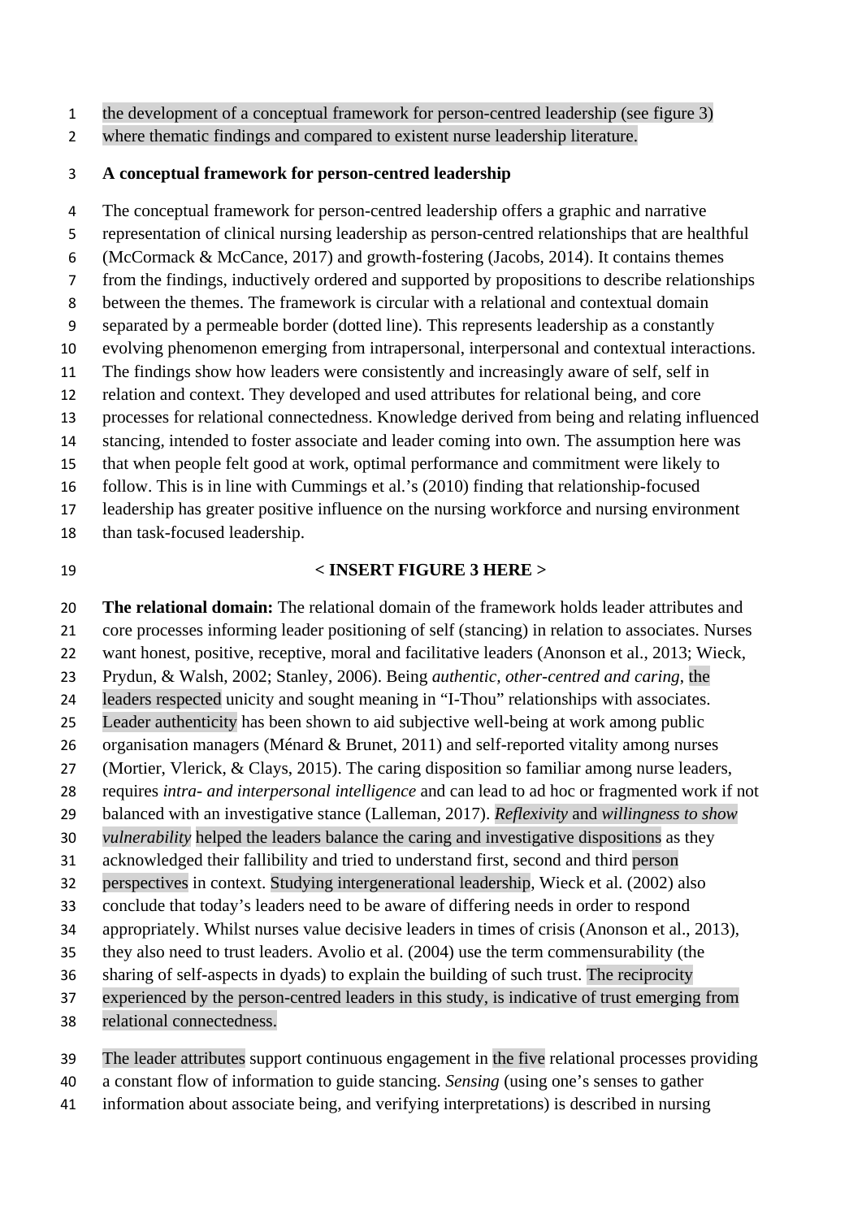the development of a conceptual framework for person-centred leadership (see figure 3) where thematic findings and compared to existent nurse leadership literature.

### A conceptual framework for person-centred leadership

The conceptual framework for person-centred leadership offers a graphic and narrative representation of clinical nursing leadership as person-centred relationships that are healthful (McCormack & McCance, 2017) and growth-fostering (Jacobs, 2014). It contains themes from the findings, inductively ordered and supported by propositions to describe relationships between the themes. The framework is circular with a relational and contextual domain separated by a permeable border (dotted line). This represents leadership as a constantly evolving phenomenon emerging from intrapersonal, interpersonal and contextual interactions. The findings show how leaders were consistently and increasingly aware of self, self in relation and context. They developed and used attributes for relational being, and core processes for relational connectedness. Knowledge derived from being and relating influenced stancing, intended to foster associate and leader coming into own. The assumption here was that when people felt good at work, optimal performance and commitment were likely to follow. This is in line with Cummings et al.'s (2010) finding that relationship-focused leadership has greater positive influence on the nursing workforce and nursing environment than task-focused leadership.

**< INSERT FIGURE 3 HERE >**

**The relational domain:** The relational domain of the framework holds leader attributes and core processes informing leader positioning of self (stancing) in relation to associates. Nurses want honest, positive, receptive, moral and facilitative leaders (Anonson et al., 2013; Wieck, Prydun, & Walsh, 2002; Stanley, 2006). Being *authentic, other-centred and caring*, the leaders respected unicity and sought meaning in "I-Thou" relationships with associates. Leader authenticity has been shown to aid subjective well-being at work among public organisation managers (Ménard & Brunet, 2011) and self-reported vitality among nurses (Mortier, Vlerick, & Clays, 2015). The caring disposition so familiar among nurse leaders, requires *intra- and interpersonal intelligence* and can lead to ad hoc or fragmented work if not balanced with an investigative stance (Lalleman, 2017). *Reflexivity* and *willingness to show vulnerability* helped the leaders balance the caring and investigative dispositions as they acknowledged their fallibility and tried to understand first, second and third person perspectives in context. Studying intergenerational leadership, Wieck et al. (2002) also conclude that today's leaders need to be aware of differing needs in order to respond appropriately. Whilst nurses value decisive leaders in times of crisis (Anonson et al., 2013), they also need to trust leaders. Avolio et al. (2004) use the term commensurability (the sharing of self-aspects in dyads) to explain the building of such trust. The reciprocity experienced by the person-centred leaders in this study, is indicative of trust emerging from relational connectedness.

The leader attributes support continuous engagement in the five relational processes providing a constant flow of information to guide stancing. *Sensing* (using one's senses to gather information about associate being, and verifying interpretations) is described in nursing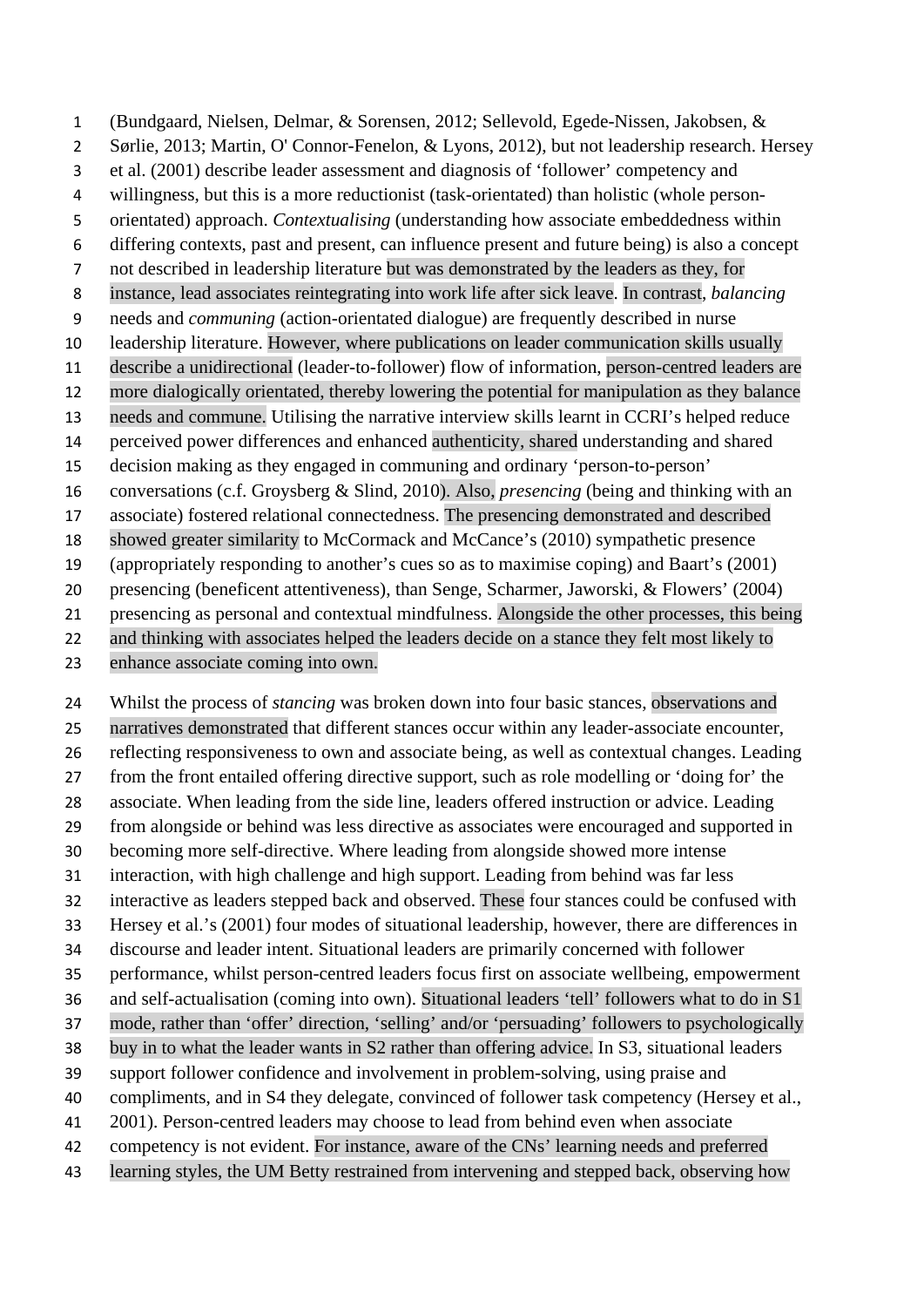(Bundgaard, Nielsen, Delmar, & Sorensen, 2012; Sellevold, Egede-Nissen, Jakobsen, & Sørlie, 2013; Martin, O' Connor-Fenelon, & Lyons, 2012), but not leadership research. Hersey et al. (2001) describe leader assessment and diagnosis of 'follower' competency and willingness, but this is a more reductionist (task-orientated) than holistic (whole person-orientated) approach. *Contextualising* (understanding how associate embeddedness within differing contexts, past and present, can influence present and future being) is also a concept not described in leadership literature but was demonstrated by the leaders as they, for instance, lead associates reintegrating into work life after sick leave. In contrast, *balancing* needs and *communing* (action-orientated dialogue) are frequently described in nurse leadership literature. However, where publications on leader communication skills usually describe a unidirectional (leader-to-follower) flow of information, person-centred leaders are more dialogically orientated, thereby lowering the potential for manipulation as they balance needs and commune. Utilising the narrative interview skills learnt in CCRI's helped reduce perceived power differences and enhanced authenticity, shared understanding and shared decision making as they engaged in communing and ordinary 'person-to-person' conversations (c.f. Groysberg & Slind, 2010). Also, *presencing* (being and thinking with an associate) fostered relational connectedness. The presencing demonstrated and described showed greater similarity to McCormack and McCance's (2010) sympathetic presence (appropriately responding to another's cues so as to maximise coping) and Baart's (2001) presencing (beneficent attentiveness), than Senge, Scharmer, Jaworski, & Flowers' (2004) presencing as personal and contextual mindfulness. Alongside the other processes, this being and thinking with associates helped the leaders decide on a stance they felt most likely to enhance associate coming into own.

Whilst the process of *stancing* was broken down into four basic stances, observations and narratives demonstrated that different stances occur within any leader-associate encounter, reflecting responsiveness to own and associate being, as well as contextual changes. Leading from the front entailed offering directive support, such as role modelling or 'doing for' the associate. When leading from the side line, leaders offered instruction or advice. Leading from alongside or behind was less directive as associates were encouraged and supported in becoming more self-directive. Where leading from alongside showed more intense interaction, with high challenge and high support. Leading from behind was far less interactive as leaders stepped back and observed. These four stances could be confused with Hersey et al.'s (2001) four modes of situational leadership, however, there are differences in discourse and leader intent. Situational leaders are primarily concerned with follower performance, whilst person-centred leaders focus first on associate wellbeing, empowerment and self-actualisation (coming into own). Situational leaders 'tell' followers what to do in S1 mode, rather than 'offer' direction, 'selling' and/or 'persuading' followers to psychologically buy in to what the leader wants in S2 rather than offering advice. In S3, situational leaders support follower confidence and involvement in problem-solving, using praise and compliments, and in S4 they delegate, convinced of follower task competency (Hersey et al., 2001). Person-centred leaders may choose to lead from behind even when associate competency is not evident. For instance, aware of the CNs' learning needs and preferred learning styles, the UM Betty restrained from intervening and stepped back, observing how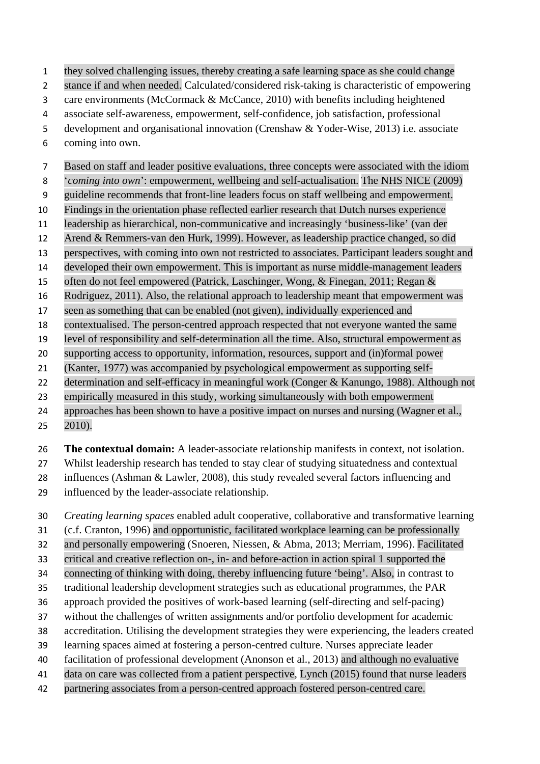they solved challenging issues, thereby creating a safe learning space as she could change stance if and when needed. Calculated/considered risk-taking is characteristic of empowering care environments (McCormack & McCance, 2010) with benefits including heightened associate self-awareness, empowerment, self-confidence, job satisfaction, professional development and organisational innovation (Crenshaw & Yoder-Wise, 2013) i.e. associate coming into own.

Based on staff and leader positive evaluations, three concepts were associated with the idiom '*coming into own*': empowerment, wellbeing and self-actualisation. The NHS NICE (2009) guideline recommends that front-line leaders focus on staff wellbeing and empowerment. Findings in the orientation phase reflected earlier research that Dutch nurses experience leadership as hierarchical, non-communicative and increasingly 'business-like' (van der Arend & Remmers-van den Hurk, 1999). However, as leadership practice changed, so did perspectives, with coming into own not restricted to associates. Participant leaders sought and developed their own empowerment. This is important as nurse middle-management leaders often do not feel empowered (Patrick, Laschinger, Wong, & Finegan, 2011; Regan & Rodriguez, 2011). Also, the relational approach to leadership meant that empowerment was seen as something that can be enabled (not given), individually experienced and contextualised. The person-centred approach respected that not everyone wanted the same level of responsibility and self-determination all the time. Also, structural empowerment as supporting access to opportunity, information, resources, support and (in)formal power (Kanter, 1977) was accompanied by psychological empowerment as supporting self-determination and self-efficacy in meaningful work (Conger & Kanungo, 1988). Although not empirically measured in this study, working simultaneously with both empowerment approaches has been shown to have a positive impact on nurses and nursing (Wagner et al., 2010).

**The contextual domain:** A leader-associate relationship manifests in context, not isolation. Whilst leadership research has tended to stay clear of studying situatedness and contextual influences (Ashman & Lawler, 2008), this study revealed several factors influencing and influenced by the leader-associate relationship.

*Creating learning spaces* enabled adult cooperative, collaborative and transformative learning (c.f. Cranton, 1996) and opportunistic, facilitated workplace learning can be professionally and personally empowering (Snoeren, Niessen, & Abma, 2013; Merriam, 1996). Facilitated critical and creative reflection on-, in- and before-action in action spiral 1 supported the connecting of thinking with doing, thereby influencing future 'being'. Also, in contrast to traditional leadership development strategies such as educational programmes, the PAR approach provided the positives of work-based learning (self-directing and self-pacing) without the challenges of written assignments and/or portfolio development for academic accreditation. Utilising the development strategies they were experiencing, the leaders created learning spaces aimed at fostering a person-centred culture. Nurses appreciate leader facilitation of professional development (Anonson et al., 2013) and although no evaluative data on care was collected from a patient perspective, Lynch (2015) found that nurse leaders partnering associates from a person-centred approach fostered person-centred care.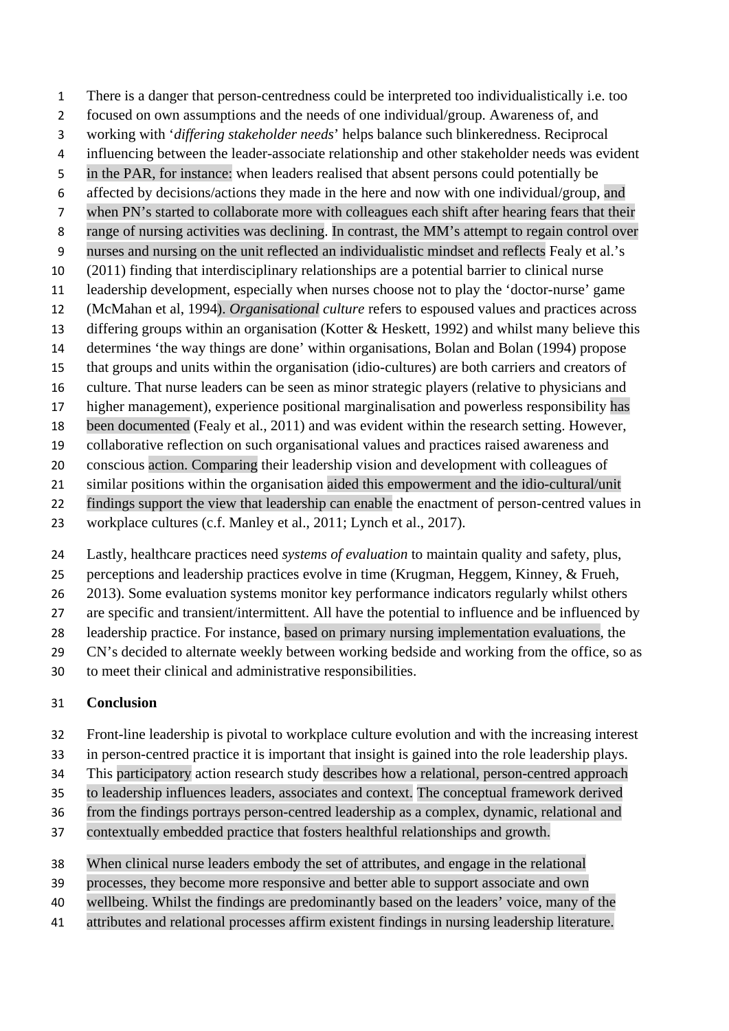There is a danger that person-centredness could be interpreted too individualistically i.e. too focused on own assumptions and the needs of one individual/group. Awareness of, and working with '*differing stakeholder needs*' helps balance such blinkeredness. Reciprocal influencing between the leader-associate relationship and other stakeholder needs was evident in the PAR, for instance: when leaders realised that absent persons could potentially be affected by decisions/actions they made in the here and now with one individual/group, and when PN's started to collaborate more with colleagues each shift after hearing fears that their range of nursing activities was declining. In contrast, the MM's attempt to regain control over nurses and nursing on the unit reflected an individualistic mindset and reflects Fealy et al.'s (2011) finding that interdisciplinary relationships are a potential barrier to clinical nurse leadership development, especially when nurses choose not to play the 'doctor-nurse' game (McMahan et al, 1994). *Organisational culture* refers to espoused values and practices across differing groups within an organisation (Kotter & Heskett, 1992) and whilst many believe this determines 'the way things are done' within organisations, Bolan and Bolan (1994) propose that groups and units within the organisation (idio-cultures) are both carriers and creators of culture. That nurse leaders can be seen as minor strategic players (relative to physicians and higher management), experience positional marginalisation and powerless responsibility has been documented (Fealy et al., 2011) and was evident within the research setting. However, collaborative reflection on such organisational values and practices raised awareness and conscious action. Comparing their leadership vision and development with colleagues of similar positions within the organisation aided this empowerment and the idio-cultural/unit findings support the view that leadership can enable the enactment of person-centred values in workplace cultures (c.f. Manley et al., 2011; Lynch et al., 2017).

Lastly, healthcare practices need *systems of evaluation* to maintain quality and safety, plus, perceptions and leadership practices evolve in time (Krugman, Heggem, Kinney, & Frueh, 2013). Some evaluation systems monitor key performance indicators regularly whilst others are specific and transient/intermittent. All have the potential to influence and be influenced by leadership practice. For instance, based on primary nursing implementation evaluations, the CN's decided to alternate weekly between working bedside and working from the office, so as to meet their clinical and administrative responsibilities.

## Conclusion

Front-line leadership is pivotal to workplace culture evolution and with the increasing interest in person-centred practice it is important that insight is gained into the role leadership plays. This participatory action research study describes how a relational, person-centred approach to leadership influences leaders, associates and context. The conceptual framework derived from the findings portrays person-centred leadership as a complex, dynamic, relational and contextually embedded practice that fosters healthful relationships and growth.

When clinical nurse leaders embody the set of attributes, and engage in the relational processes, they become more responsive and better able to support associate and own wellbeing. Whilst the findings are predominantly based on the leaders' voice, many of the attributes and relational processes affirm existent findings in nursing leadership literature.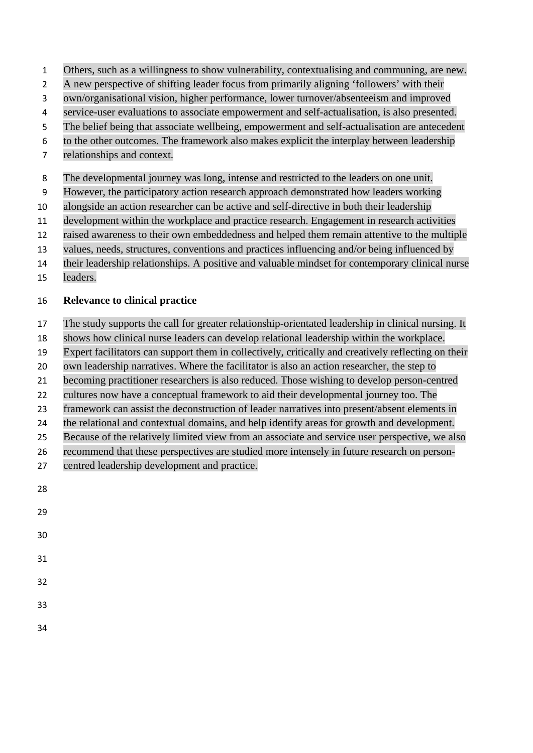Others, such as a willingness to show vulnerability, contextualising and communing, are new. A new perspective of shifting leader focus from primarily aligning 'followers' with their own/organisational vision, higher performance, lower turnover/absenteeism and improved service-user evaluations to associate empowerment and self-actualisation, is also presented. The belief being that associate wellbeing, empowerment and self-actualisation are antecedent to the other outcomes. The framework also makes explicit the interplay between leadership relationships and context.

The developmental journey was long, intense and restricted to the leaders on one unit. However, the participatory action research approach demonstrated how leaders working alongside an action researcher can be active and self-directive in both their leadership development within the workplace and practice research. Engagement in research activities raised awareness to their own embeddedness and helped them remain attentive to the multiple values, needs, structures, conventions and practices influencing and/or being influenced by their leadership relationships. A positive and valuable mindset for contemporary clinical nurse leaders.

**Relevance to clinical practice**

The study supports the call for greater relationship-orientated leadership in clinical nursing. It shows how clinical nurse leaders can develop relational leadership within the workplace. Expert facilitators can support them in collectively, critically and creatively reflecting on their own leadership narratives. Where the facilitator is also an action researcher, the step to becoming practitioner researchers is also reduced. Those wishing to develop person-centred cultures now have a conceptual framework to aid their developmental journey too. The framework can assist the deconstruction of leader narratives into present/absent elements in the relational and contextual domains, and help identify areas for growth and development. Because of the relatively limited view from an associate and service user perspective, we also recommend that these perspectives are studied more intensely in future research on person-centred leadership development and practice.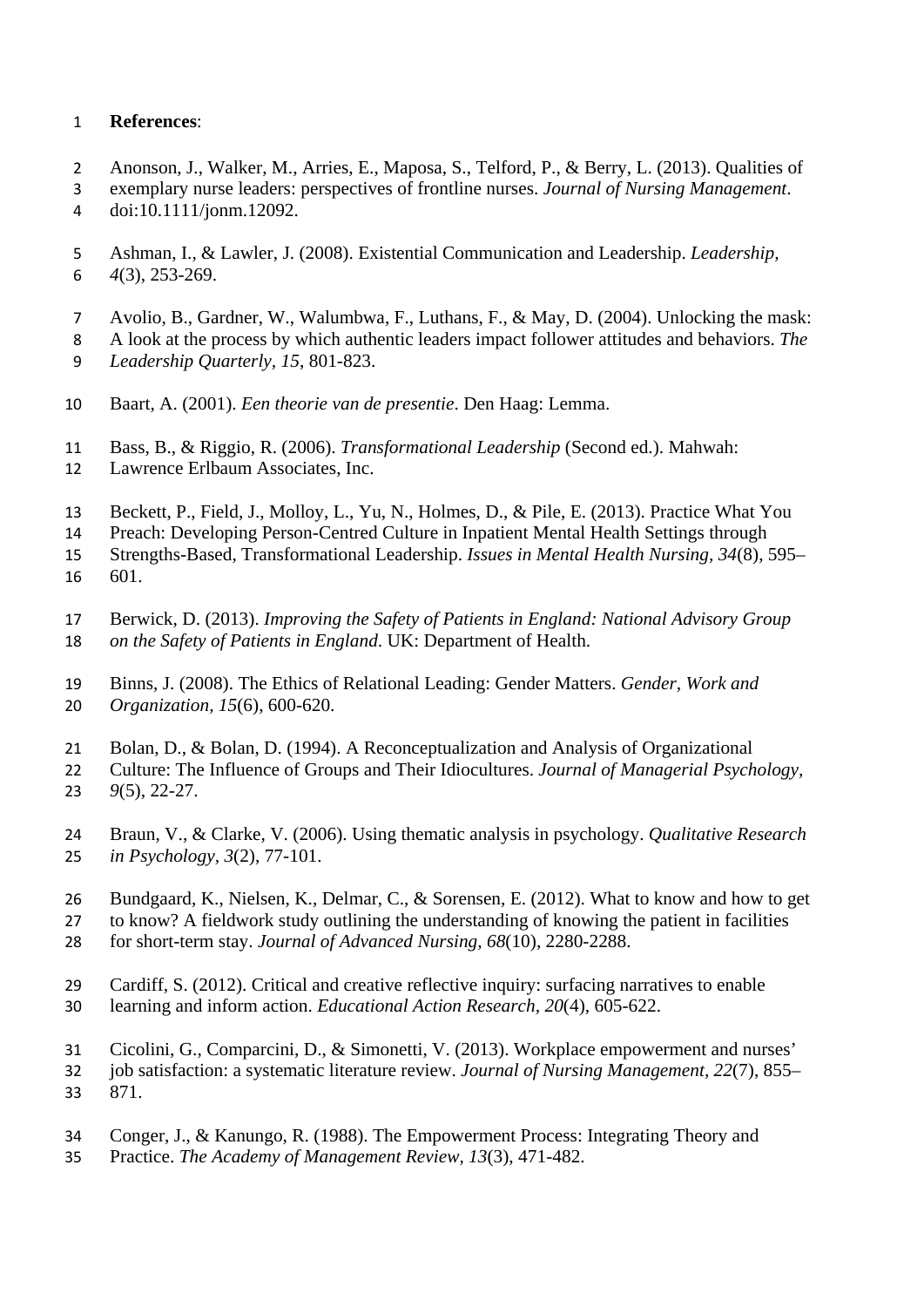**References**:

Anonson, J., Walker, M., Arries, E., Maposa, S., Telford, P., & Berry, L. (2013). Qualities of exemplary nurse leaders: perspectives of frontline nurses. *Journal of Nursing Management*. doi:10.1111/jonm.12092.

Ashman, I., & Lawler, J. (2008). Existential Communication and Leadership. *Leadership, 4*(3), 253-269.

Avolio, B., Gardner, W., Walumbwa, F., Luthans, F., & May, D. (2004). Unlocking the mask: A look at the process by which authentic leaders impact follower attitudes and behaviors. *The Leadership Quarterly, 15*, 801-823.

Baart, A. (2001). *Een theorie van de presentie*. Den Haag: Lemma.

Bass, B., & Riggio, R. (2006). *Transformational Leadership* (Second ed.). Mahwah: Lawrence Erlbaum Associates, Inc.

Beckett, P., Field, J., Molloy, L., Yu, N., Holmes, D., & Pile, E. (2013). Practice What You Preach: Developing Person-Centred Culture in Inpatient Mental Health Settings through Strengths-Based, Transformational Leadership. *Issues in Mental Health Nursing, 34*(8), 595–601.

Berwick, D. (2013). *Improving the Safety of Patients in England: National Advisory Group on the Safety of Patients in England*. UK: Department of Health.

Binns, J. (2008). The Ethics of Relational Leading: Gender Matters. *Gender, Work and Organization, 15*(6), 600-620.

Bolan, D., & Bolan, D. (1994). A Reconceptualization and Analysis of Organizational Culture: The Influence of Groups and Their Idiocultures. *Journal of Managerial Psychology, 9*(5), 22-27.

Braun, V., & Clarke, V. (2006). Using thematic analysis in psychology. *Qualitative Research in Psychology, 3*(2), 77-101.

Bundgaard, K., Nielsen, K., Delmar, C., & Sorensen, E. (2012). What to know and how to get to know? A fieldwork study outlining the understanding of knowing the patient in facilities for short-term stay. *Journal of Advanced Nursing, 68*(10), 2280-2288.

Cardiff, S. (2012). Critical and creative reflective inquiry: surfacing narratives to enable learning and inform action. *Educational Action Research, 20*(4), 605-622.

Cicolini, G., Comparcini, D., & Simonetti, V. (2013). Workplace empowerment and nurses' job satisfaction: a systematic literature review. *Journal of Nursing Management, 22*(7), 855–871.

Conger, J., & Kanungo, R. (1988). The Empowerment Process: Integrating Theory and Practice. *The Academy of Management Review, 13*(3), 471-482.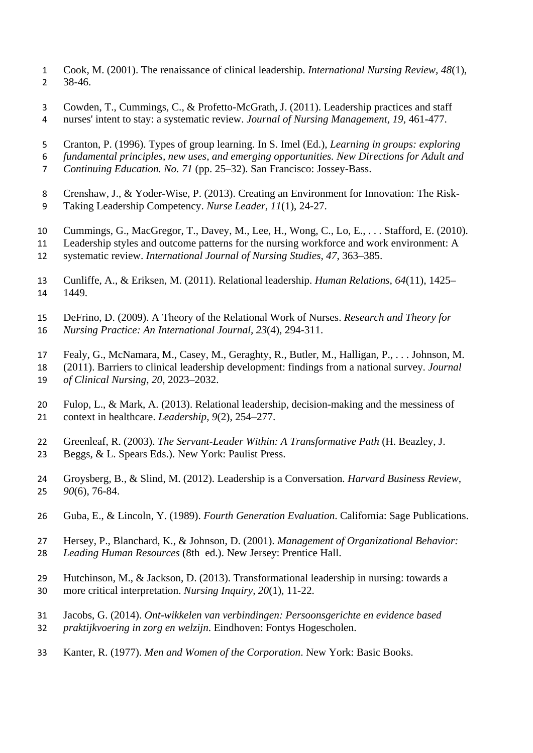Cook, M. (2001). The renaissance of clinical leadership. *International Nursing Review, 48*(1), 38-46.

Cowden, T., Cummings, C., & Profetto-McGrath, J. (2011). Leadership practices and staff nurses' intent to stay: a systematic review. *Journal of Nursing Management, 19*, 461-477.

Cranton, P. (1996). Types of group learning. In S. Imel (Ed.), *Learning in groups: exploring fundamental principles, new uses, and emerging opportunities. New Directions for Adult and Continuing Education. No. 71* (pp. 25–32). San Francisco: Jossey-Bass.

Crenshaw, J., & Yoder-Wise, P. (2013). Creating an Environment for Innovation: The Risk-Taking Leadership Competency. *Nurse Leader, 11*(1), 24-27.

Cummings, G., MacGregor, T., Davey, M., Lee, H., Wong, C., Lo, E., . . . Stafford, E. (2010). Leadership styles and outcome patterns for the nursing workforce and work environment: A systematic review. *International Journal of Nursing Studies, 47*, 363–385.

Cunliffe, A., & Eriksen, M. (2011). Relational leadership. *Human Relations, 64*(11), 1425–1449.

DeFrino, D. (2009). A Theory of the Relational Work of Nurses. *Research and Theory for Nursing Practice: An International Journal, 23*(4), 294-311.

Fealy, G., McNamara, M., Casey, M., Geraghty, R., Butler, M., Halligan, P., . . . Johnson, M. (2011). Barriers to clinical leadership development: findings from a national survey. *Journal of Clinical Nursing, 20*, 2023–2032.

Fulop, L., & Mark, A. (2013). Relational leadership, decision-making and the messiness of context in healthcare. *Leadership, 9*(2), 254–277.

Greenleaf, R. (2003). *The Servant-Leader Within: A Transformative Path* (H. Beazley, J. Beggs, & L. Spears Eds.). New York: Paulist Press.

Groysberg, B., & Slind, M. (2012). Leadership is a Conversation. *Harvard Business Review, 90*(6), 76-84.

Guba, E., & Lincoln, Y. (1989). *Fourth Generation Evaluation*. California: Sage Publications.

Hersey, P., Blanchard, K., & Johnson, D. (2001). *Management of Organizational Behavior: Leading Human Resources* (8th ed.). New Jersey: Prentice Hall.

Hutchinson, M., & Jackson, D. (2013). Transformational leadership in nursing: towards a more critical interpretation. *Nursing Inquiry, 20*(1), 11-22.

Jacobs, G. (2014). *Ont-wikkelen van verbindingen: Persoonsgerichte en evidence based praktijkvoering in zorg en welzijn*. Eindhoven: Fontys Hogescholen.

Kanter, R. (1977). *Men and Women of the Corporation*. New York: Basic Books.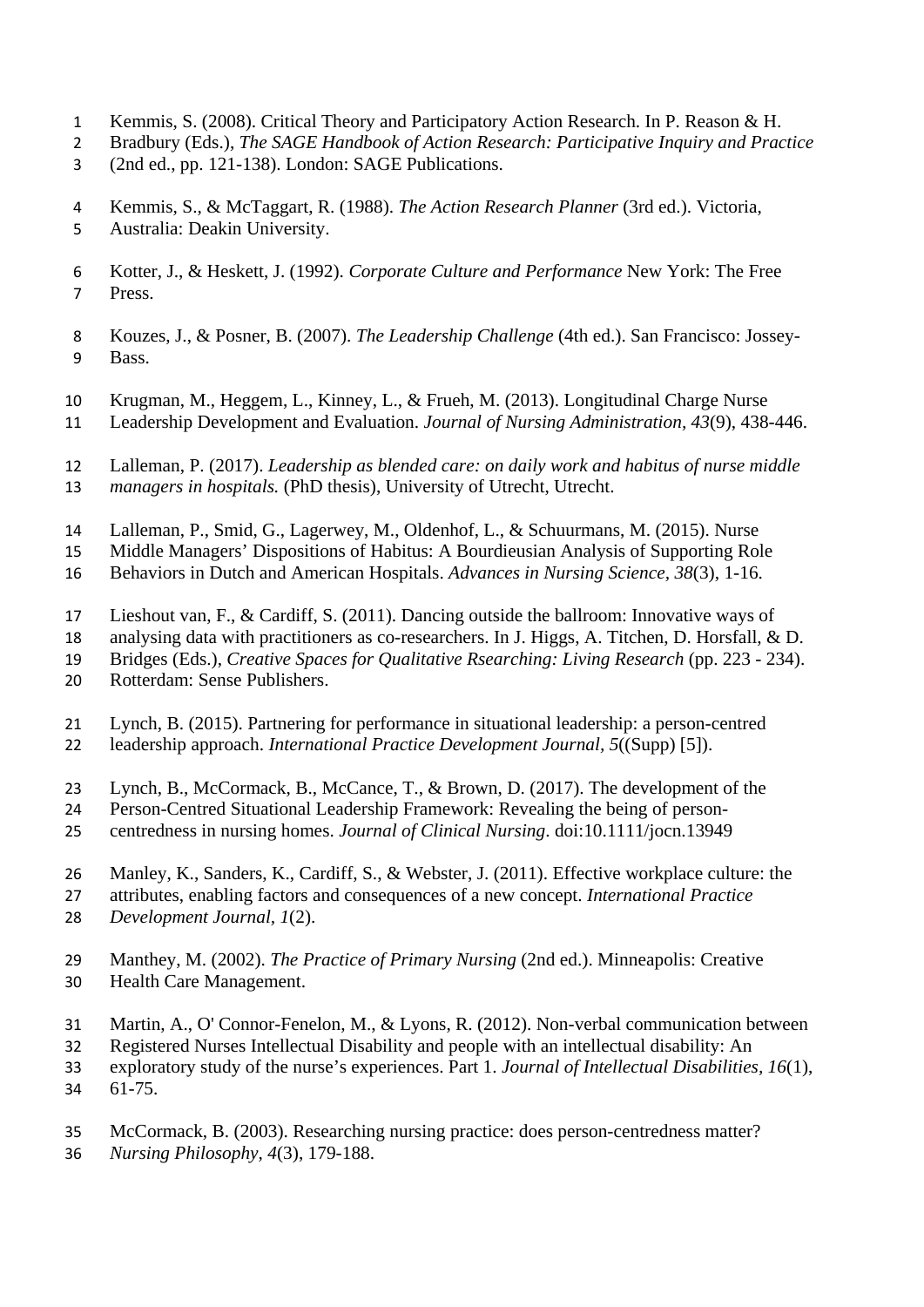Kemmis, S. (2008). Critical Theory and Participatory Action Research. In P. Reason & H. Bradbury (Eds.), *The SAGE Handbook of Action Research: Participative Inquiry and Practice* (2nd ed., pp. 121-138). London: SAGE Publications.

Kemmis, S., & McTaggart, R. (1988). *The Action Research Planner* (3rd ed.). Victoria, Australia: Deakin University.

Kotter, J., & Heskett, J. (1992). *Corporate Culture and Performance* New York: The Free Press.

Kouzes, J., & Posner, B. (2007). *The Leadership Challenge* (4th ed.). San Francisco: Jossey-Bass.

Krugman, M., Heggem, L., Kinney, L., & Frueh, M. (2013). Longitudinal Charge Nurse Leadership Development and Evaluation. *Journal of Nursing Administration, 43*(9), 438-446.

Lalleman, P. (2017). *Leadership as blended care: on daily work and habitus of nurse middle managers in hospitals.* (PhD thesis), University of Utrecht, Utrecht.

Lalleman, P., Smid, G., Lagerwey, M., Oldenhof, L., & Schuurmans, M. (2015). Nurse Middle Managers' Dispositions of Habitus: A Bourdieusian Analysis of Supporting Role Behaviors in Dutch and American Hospitals. *Advances in Nursing Science, 38*(3), 1-16.

Lieshout van, F., & Cardiff, S. (2011). Dancing outside the ballroom: Innovative ways of analysing data with practitioners as co-researchers. In J. Higgs, A. Titchen, D. Horsfall, & D. Bridges (Eds.), *Creative Spaces for Qualitative Rsearching: Living Research* (pp. 223 - 234). Rotterdam: Sense Publishers.

Lynch, B. (2015). Partnering for performance in situational leadership: a person-centred leadership approach. *International Practice Development Journal, 5*((Supp) [5]).

Lynch, B., McCormack, B., McCance, T., & Brown, D. (2017). The development of the Person-Centred Situational Leadership Framework: Revealing the being of person-centredness in nursing homes. *Journal of Clinical Nursing*. doi:10.1111/jocn.13949

Manley, K., Sanders, K., Cardiff, S., & Webster, J. (2011). Effective workplace culture: the attributes, enabling factors and consequences of a new concept. *International Practice Development Journal, 1*(2).

Manthey, M. (2002). *The Practice of Primary Nursing* (2nd ed.). Minneapolis: Creative Health Care Management.

Martin, A., O' Connor-Fenelon, M., & Lyons, R. (2012). Non-verbal communication between Registered Nurses Intellectual Disability and people with an intellectual disability: An exploratory study of the nurse's experiences. Part 1. *Journal of Intellectual Disabilities, 16*(1), 61-75.

McCormack, B. (2003). Researching nursing practice: does person-centredness matter? *Nursing Philosophy, 4*(3), 179-188.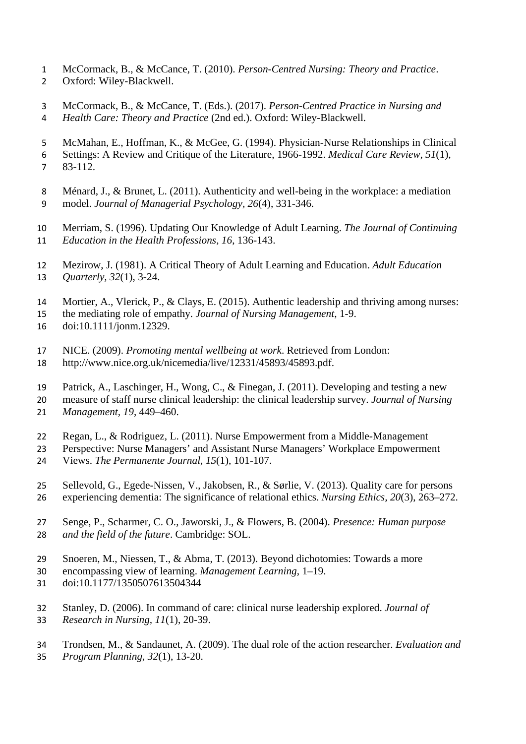McCormack, B., & McCance, T. (2010). *Person-Centred Nursing: Theory and Practice*. Oxford: Wiley-Blackwell.

McCormack, B., & McCance, T. (Eds.). (2017). *Person-Centred Practice in Nursing and Health Care: Theory and Practice* (2nd ed.). Oxford: Wiley-Blackwell.

McMahan, E., Hoffman, K., & McGee, G. (1994). Physician-Nurse Relationships in Clinical Settings: A Review and Critique of the Literature, 1966-1992. *Medical Care Review, 51*(1), 83-112.

Ménard, J., & Brunet, L. (2011). Authenticity and well-being in the workplace: a mediation model. *Journal of Managerial Psychology, 26*(4), 331-346.

Merriam, S. (1996). Updating Our Knowledge of Adult Learning. *The Journal of Continuing Education in the Health Professions, 16*, 136-143.

Mezirow, J. (1981). A Critical Theory of Adult Learning and Education. *Adult Education Quarterly, 32*(1), 3-24.

Mortier, A., Vlerick, P., & Clays, E. (2015). Authentic leadership and thriving among nurses: the mediating role of empathy. *Journal of Nursing Management*, 1-9. doi:10.1111/jonm.12329.

NICE. (2009). *Promoting mental wellbeing at work*. Retrieved from London: http://www.nice.org.uk/nicemedia/live/12331/45893/45893.pdf.

Patrick, A., Laschinger, H., Wong, C., & Finegan, J. (2011). Developing and testing a new measure of staff nurse clinical leadership: the clinical leadership survey. *Journal of Nursing Management, 19*, 449–460.

Regan, L., & Rodriguez, L. (2011). Nurse Empowerment from a Middle-Management Perspective: Nurse Managers' and Assistant Nurse Managers' Workplace Empowerment Views. *The Permanente Journal, 15*(1), 101-107.

Sellevold, G., Egede-Nissen, V., Jakobsen, R., & Sørlie, V. (2013). Quality care for persons experiencing dementia: The significance of relational ethics. *Nursing Ethics, 20*(3), 263–272.

Senge, P., Scharmer, C. O., Jaworski, J., & Flowers, B. (2004). *Presence: Human purpose and the field of the future*. Cambridge: SOL.

Snoeren, M., Niessen, T., & Abma, T. (2013). Beyond dichotomies: Towards a more encompassing view of learning. *Management Learning*, 1–19. doi:10.1177/1350507613504344

Stanley, D. (2006). In command of care: clinical nurse leadership explored. *Journal of Research in Nursing, 11*(1), 20-39.

Trondsen, M., & Sandaunet, A. (2009). The dual role of the action researcher. *Evaluation and Program Planning, 32*(1), 13-20.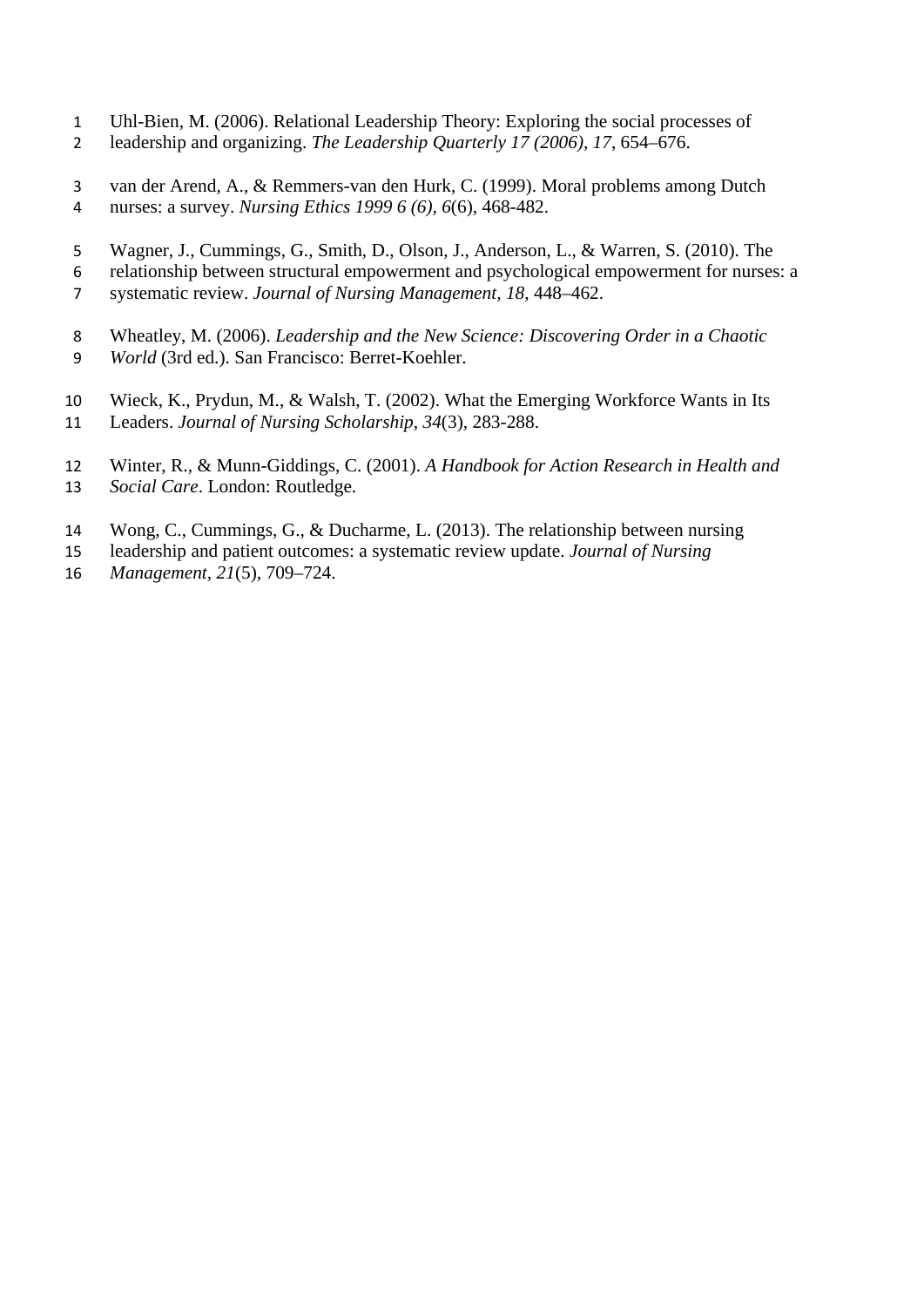Uhl-Bien, M. (2006). Relational Leadership Theory: Exploring the social processes of leadership and organizing. *The Leadership Quarterly 17 (2006)*, *17*, 654–676.

van der Arend, A., & Remmers-van den Hurk, C. (1999). Moral problems among Dutch nurses: a survey. *Nursing Ethics 1999 6 (6)*, *6*(6), 468-482.

Wagner, J., Cummings, G., Smith, D., Olson, J., Anderson, L., & Warren, S. (2010). The relationship between structural empowerment and psychological empowerment for nurses: a systematic review. *Journal of Nursing Management*, *18*, 448–462.

Wheatley, M. (2006). *Leadership and the New Science: Discovering Order in a Chaotic World* (3rd ed.). San Francisco: Berret-Koehler.

Wieck, K., Prydun, M., & Walsh, T. (2002). What the Emerging Workforce Wants in Its Leaders. *Journal of Nursing Scholarship*, *34*(3), 283-288.

Winter, R., & Munn-Giddings, C. (2001). *A Handbook for Action Research in Health and Social Care*. London: Routledge.

Wong, C., Cummings, G., & Ducharme, L. (2013). The relationship between nursing leadership and patient outcomes: a systematic review update. *Journal of Nursing Management*, *21*(5), 709–724.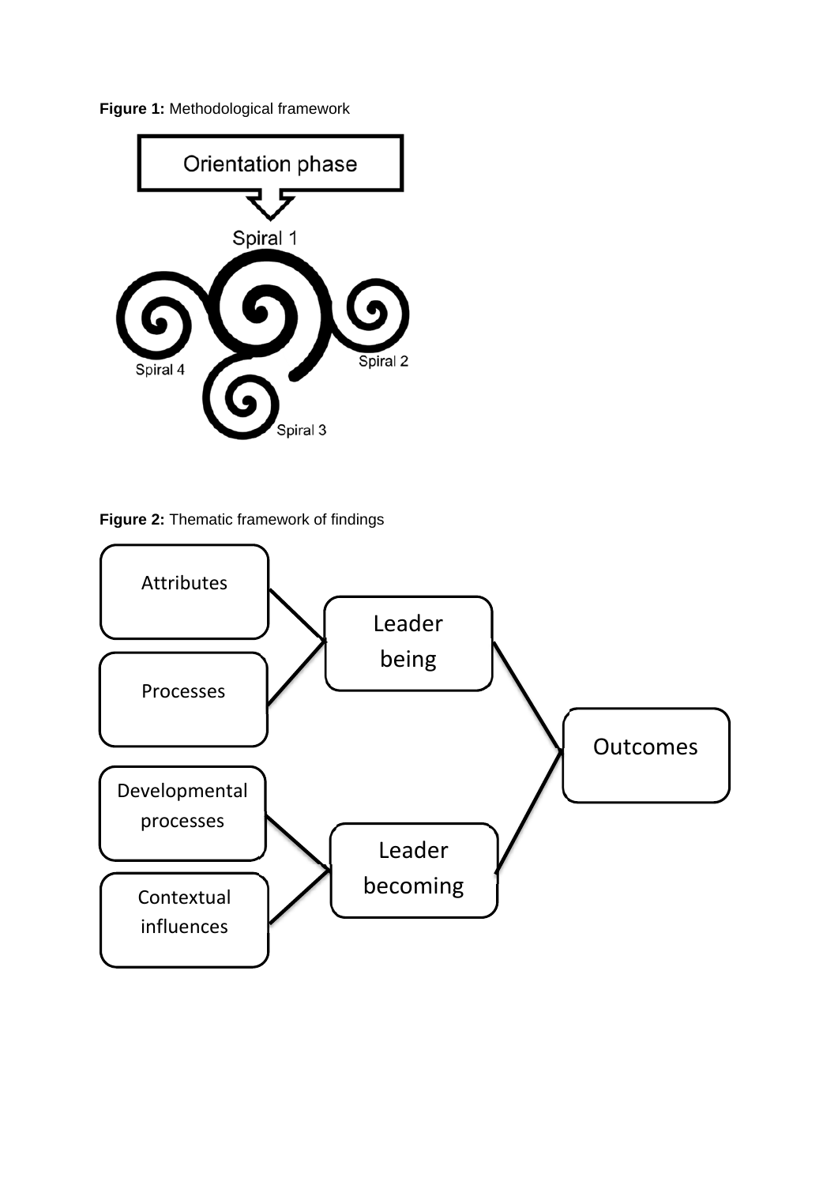**Figure 1:** Methodological framework

**Figure 2:** Thematic framework of findings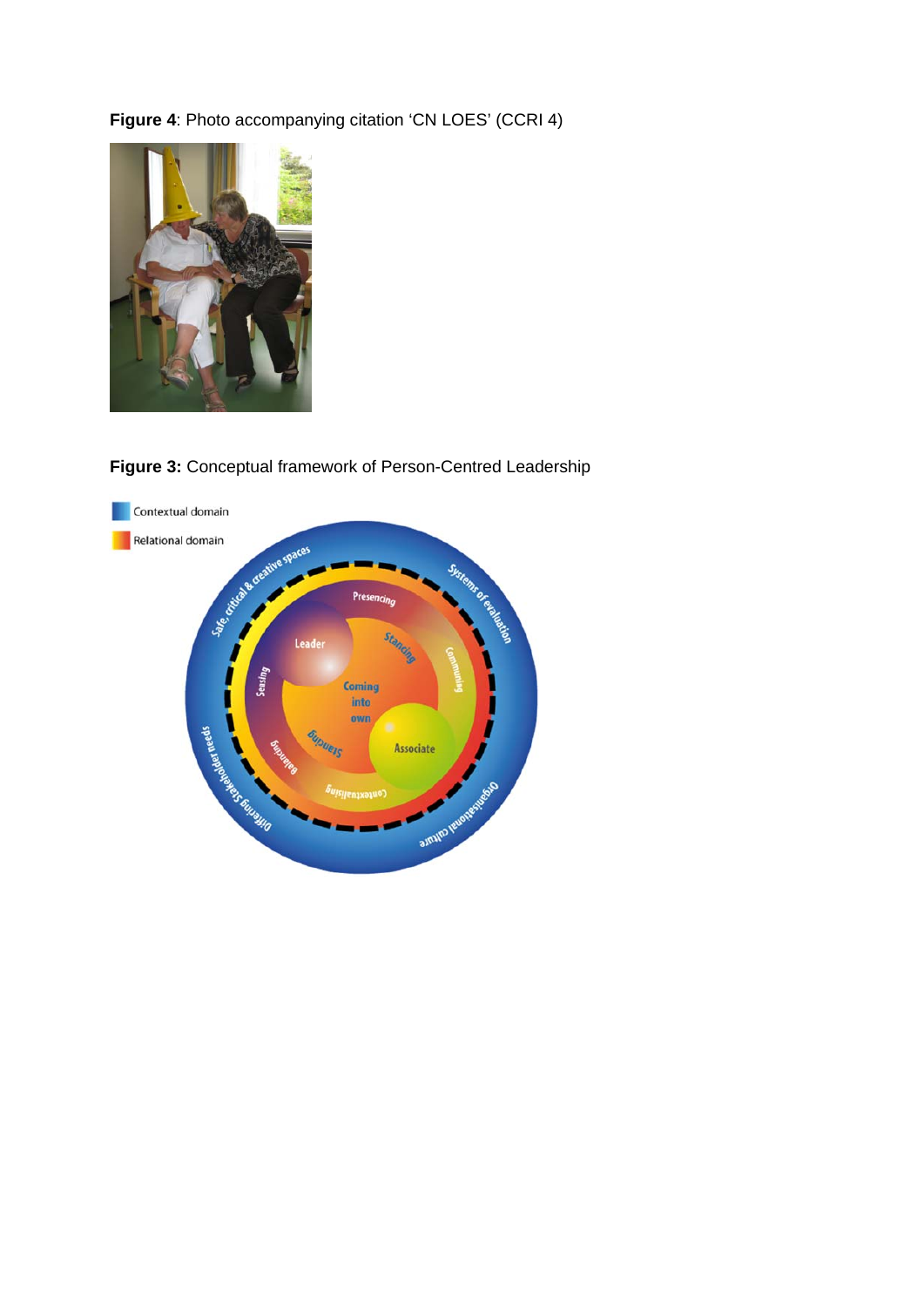**Figure 4**: Photo accompanying citation 'CN LOES' (CCRI 4)

**Figure 3:** Conceptual framework of Person-Centred Leadership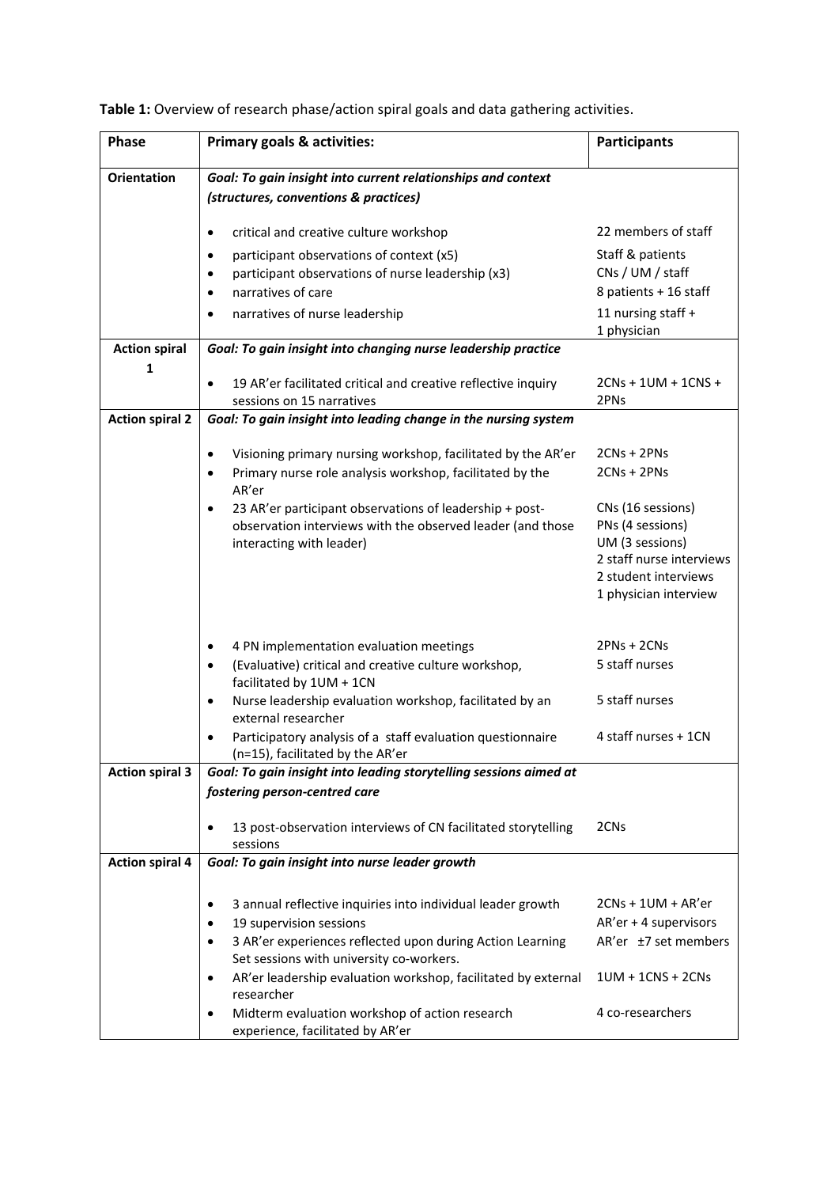**Table 1:** Overview of research phase/action spiral goals and data gathering activities.

| Phase | Primary goals & activities: | Participants |
|---|---|---|
| **Orientation** | ***Goal: To gain insight into current relationships and context (structures, conventions & practices)*** | |
| | • critical and creative culture workshop | 22 members of staff |
| | • participant observations of context (x5) | Staff & patients |
| | • participant observations of nurse leadership (x3) | CNs / UM / staff |
| | • narratives of care | 8 patients + 16 staff |
| | • narratives of nurse leadership | 11 nursing staff + 1 physician |
| **Action spiral 1** | ***Goal: To gain insight into changing nurse leadership practice*** | |
| | • 19 AR'er facilitated critical and creative reflective inquiry sessions on 15 narratives | 2CNs + 1UM + 1CNS + 2PNs |
| **Action spiral 2** | ***Goal: To gain insight into leading change in the nursing system*** | |
| | • Visioning primary nursing workshop, facilitated by the AR'er | 2CNs + 2PNs |
| | • Primary nurse role analysis workshop, facilitated by the AR'er | 2CNs + 2PNs |
| | • 23 AR'er participant observations of leadership + post-observation interviews with the observed leader (and those interacting with leader) | CNs (16 sessions)<br>PNs (4 sessions)<br>UM (3 sessions)<br>2 staff nurse interviews<br>2 student interviews<br>1 physician interview |
| | • 4 PN implementation evaluation meetings | 2PNs + 2CNs |
| | • (Evaluative) critical and creative culture workshop, facilitated by 1UM + 1CN | 5 staff nurses |
| | • Nurse leadership evaluation workshop, facilitated by an external researcher | 5 staff nurses |
| | • Participatory analysis of a staff evaluation questionnaire (n=15), facilitated by the AR'er | 4 staff nurses + 1CN |
| **Action spiral 3** | ***Goal: To gain insight into leading storytelling sessions aimed at fostering person-centred care*** | |
| | • 13 post-observation interviews of CN facilitated storytelling sessions | 2CNs |
| **Action spiral 4** | ***Goal: To gain insight into nurse leader growth*** | |
| | • 3 annual reflective inquiries into individual leader growth | 2CNs + 1UM + AR'er |
| | • 19 supervision sessions | AR'er + 4 supervisors |
| | • 3 AR'er experiences reflected upon during Action Learning Set sessions with university co-workers. | AR'er ±7 set members |
| | • AR'er leadership evaluation workshop, facilitated by external researcher | 1UM + 1CNS + 2CNs |
| | • Midterm evaluation workshop of action research experience, facilitated by AR'er | 4 co-researchers |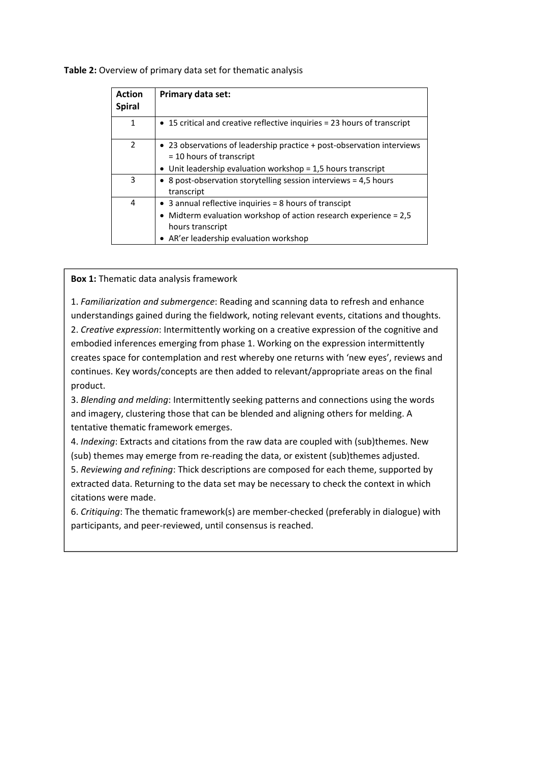**Table 2:** Overview of primary data set for thematic analysis

| Action Spiral | Primary data set: |
|---|---|
| 1 | • 15 critical and creative reflective inquiries = 23 hours of transcript |
| 2 | • 23 observations of leadership practice + post-observation interviews = 10 hours of transcript<br>• Unit leadership evaluation workshop = 1,5 hours transcript |
| 3 | • 8 post-observation storytelling session interviews = 4,5 hours transcript |
| 4 | • 3 annual reflective inquiries = 8 hours of transcipt<br>• Midterm evaluation workshop of action research experience = 2,5 hours transcript<br>• AR'er leadership evaluation workshop |

**Box 1:** Thematic data analysis framework

1. *Familiarization and submergence*: Reading and scanning data to refresh and enhance understandings gained during the fieldwork, noting relevant events, citations and thoughts.
2. *Creative expression*: Intermittently working on a creative expression of the cognitive and embodied inferences emerging from phase 1. Working on the expression intermittently creates space for contemplation and rest whereby one returns with 'new eyes', reviews and continues. Key words/concepts are then added to relevant/appropriate areas on the final product.
3. *Blending and melding*: Intermittently seeking patterns and connections using the words and imagery, clustering those that can be blended and aligning others for melding. A tentative thematic framework emerges.
4. *Indexing*: Extracts and citations from the raw data are coupled with (sub)themes. New (sub) themes may emerge from re-reading the data, or existent (sub)themes adjusted.
5. *Reviewing and refining*: Thick descriptions are composed for each theme, supported by extracted data. Returning to the data set may be necessary to check the context in which citations were made.
6. *Critiquing*: The thematic framework(s) are member-checked (preferably in dialogue) with participants, and peer-reviewed, until consensus is reached.